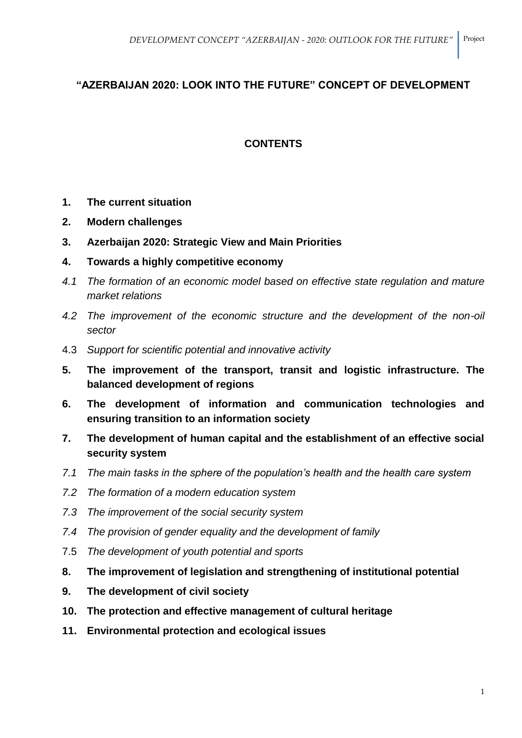# "AZERBAIJAN 2020: LOOK INTO THE FUTURE" CONCEPT OF DEVELOPMENT

## CONTENTS

**1. The current situation**

**2. Modern challenges**

**3. Azerbaijan 2020: Strategic View and Main Priorities**

**4. Towards a highly competitive economy**

*4.1 The formation of an economic model based on effective state regulation and mature market relations*

*4.2 The improvement of the economic structure and the development of the non-oil sector*

4.3 *Support for scientific potential and innovative activity*

**5. The improvement of the transport, transit and logistic infrastructure. The balanced development of regions**

**6. The development of information and communication technologies and ensuring transition to an information society**

**7. The development of human capital and the establishment of an effective social security system**

*7.1 The main tasks in the sphere of the population's health and the health care system*

*7.2 The formation of a modern education system*

*7.3 The improvement of the social security system*

*7.4 The provision of gender equality and the development of family*

7.5 *The development of youth potential and sports*

**8. The improvement of legislation and strengthening of institutional potential**

**9. The development of civil society**

**10. The protection and effective management of cultural heritage**

**11. Environmental protection and ecological issues**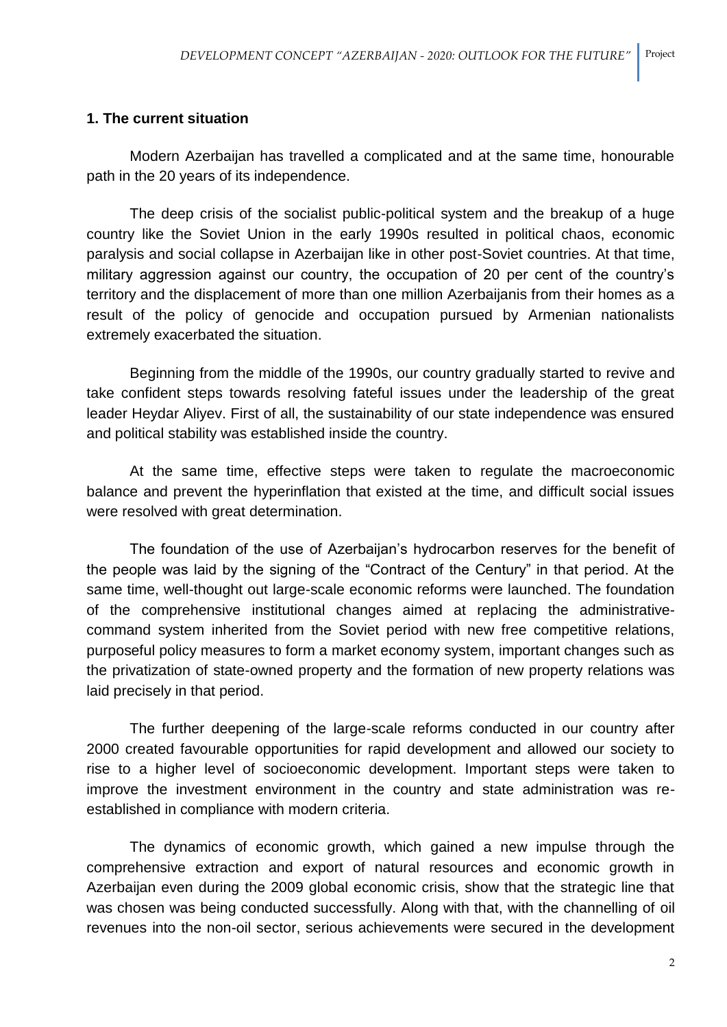## 1. The current situation

Modern Azerbaijan has travelled a complicated and at the same time, honourable path in the 20 years of its independence.

The deep crisis of the socialist public-political system and the breakup of a huge country like the Soviet Union in the early 1990s resulted in political chaos, economic paralysis and social collapse in Azerbaijan like in other post-Soviet countries. At that time, military aggression against our country, the occupation of 20 per cent of the country's territory and the displacement of more than one million Azerbaijanis from their homes as a result of the policy of genocide and occupation pursued by Armenian nationalists extremely exacerbated the situation.

Beginning from the middle of the 1990s, our country gradually started to revive and take confident steps towards resolving fateful issues under the leadership of the great leader Heydar Aliyev. First of all, the sustainability of our state independence was ensured and political stability was established inside the country.

At the same time, effective steps were taken to regulate the macroeconomic balance and prevent the hyperinflation that existed at the time, and difficult social issues were resolved with great determination.

The foundation of the use of Azerbaijan's hydrocarbon reserves for the benefit of the people was laid by the signing of the "Contract of the Century" in that period. At the same time, well-thought out large-scale economic reforms were launched. The foundation of the comprehensive institutional changes aimed at replacing the administrative-command system inherited from the Soviet period with new free competitive relations, purposeful policy measures to form a market economy system, important changes such as the privatization of state-owned property and the formation of new property relations was laid precisely in that period.

The further deepening of the large-scale reforms conducted in our country after 2000 created favourable opportunities for rapid development and allowed our society to rise to a higher level of socioeconomic development. Important steps were taken to improve the investment environment in the country and state administration was re-established in compliance with modern criteria.

The dynamics of economic growth, which gained a new impulse through the comprehensive extraction and export of natural resources and economic growth in Azerbaijan even during the 2009 global economic crisis, show that the strategic line that was chosen was being conducted successfully. Along with that, with the channelling of oil revenues into the non-oil sector, serious achievements were secured in the development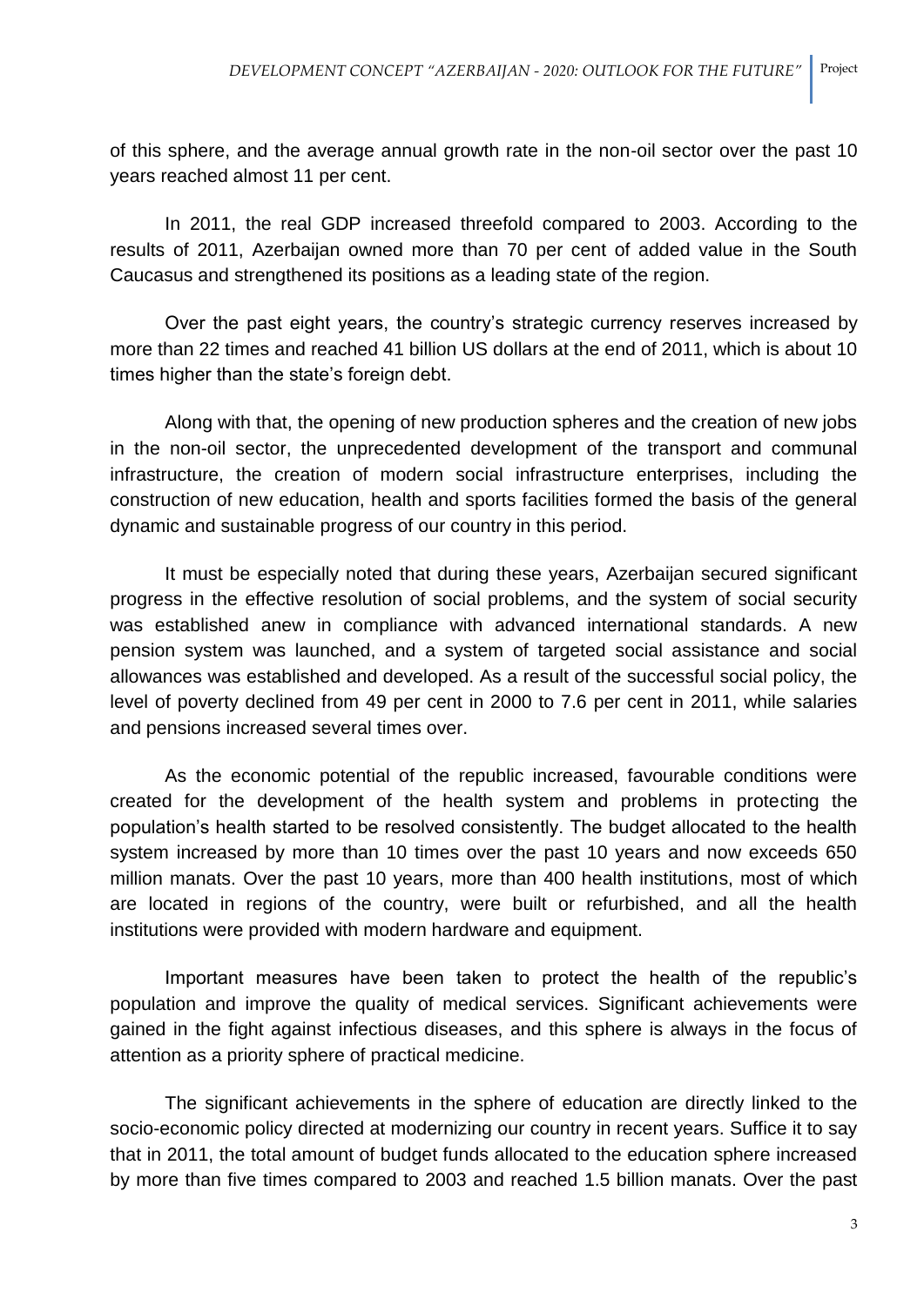of this sphere, and the average annual growth rate in the non-oil sector over the past 10 years reached almost 11 per cent.

In 2011, the real GDP increased threefold compared to 2003. According to the results of 2011, Azerbaijan owned more than 70 per cent of added value in the South Caucasus and strengthened its positions as a leading state of the region.

Over the past eight years, the country's strategic currency reserves increased by more than 22 times and reached 41 billion US dollars at the end of 2011, which is about 10 times higher than the state's foreign debt.

Along with that, the opening of new production spheres and the creation of new jobs in the non-oil sector, the unprecedented development of the transport and communal infrastructure, the creation of modern social infrastructure enterprises, including the construction of new education, health and sports facilities formed the basis of the general dynamic and sustainable progress of our country in this period.

It must be especially noted that during these years, Azerbaijan secured significant progress in the effective resolution of social problems, and the system of social security was established anew in compliance with advanced international standards. A new pension system was launched, and a system of targeted social assistance and social allowances was established and developed. As a result of the successful social policy, the level of poverty declined from 49 per cent in 2000 to 7.6 per cent in 2011, while salaries and pensions increased several times over.

As the economic potential of the republic increased, favourable conditions were created for the development of the health system and problems in protecting the population's health started to be resolved consistently. The budget allocated to the health system increased by more than 10 times over the past 10 years and now exceeds 650 million manats. Over the past 10 years, more than 400 health institutions, most of which are located in regions of the country, were built or refurbished, and all the health institutions were provided with modern hardware and equipment.

Important measures have been taken to protect the health of the republic's population and improve the quality of medical services. Significant achievements were gained in the fight against infectious diseases, and this sphere is always in the focus of attention as a priority sphere of practical medicine.

The significant achievements in the sphere of education are directly linked to the socio-economic policy directed at modernizing our country in recent years. Suffice it to say that in 2011, the total amount of budget funds allocated to the education sphere increased by more than five times compared to 2003 and reached 1.5 billion manats. Over the past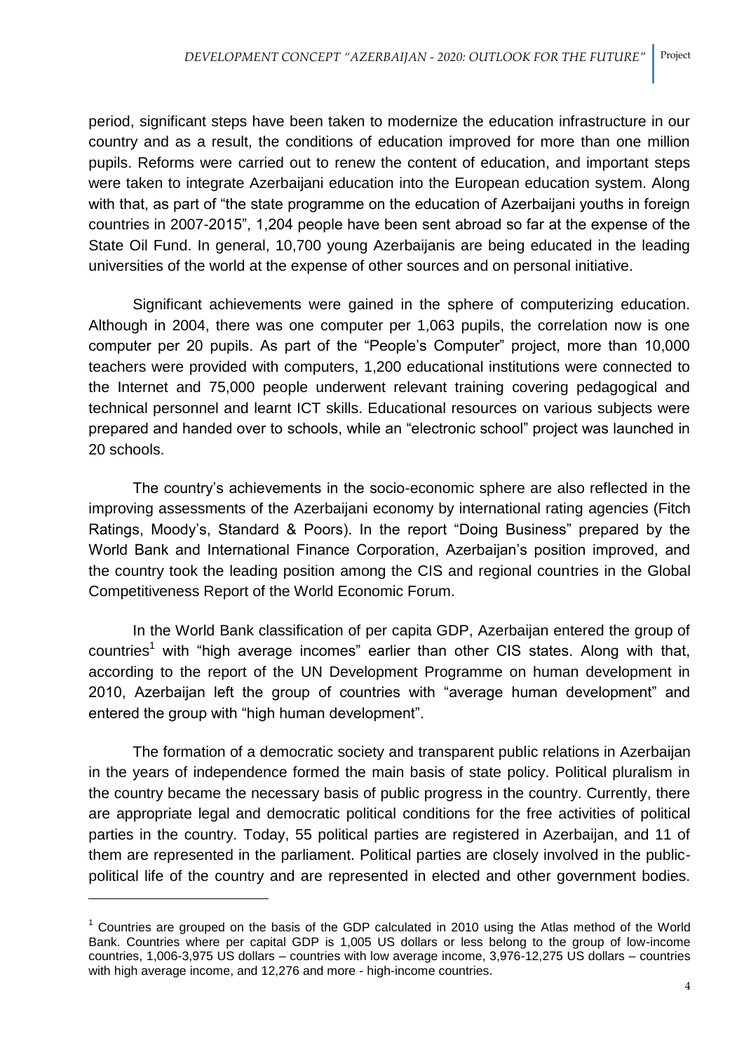period, significant steps have been taken to modernize the education infrastructure in our country and as a result, the conditions of education improved for more than one million pupils. Reforms were carried out to renew the content of education, and important steps were taken to integrate Azerbaijani education into the European education system. Along with that, as part of "the state programme on the education of Azerbaijani youths in foreign countries in 2007-2015", 1,204 people have been sent abroad so far at the expense of the State Oil Fund. In general, 10,700 young Azerbaijanis are being educated in the leading universities of the world at the expense of other sources and on personal initiative.

Significant achievements were gained in the sphere of computerizing education. Although in 2004, there was one computer per 1,063 pupils, the correlation now is one computer per 20 pupils. As part of the "People's Computer" project, more than 10,000 teachers were provided with computers, 1,200 educational institutions were connected to the Internet and 75,000 people underwent relevant training covering pedagogical and technical personnel and learnt ICT skills. Educational resources on various subjects were prepared and handed over to schools, while an "electronic school" project was launched in 20 schools.

The country's achievements in the socio-economic sphere are also reflected in the improving assessments of the Azerbaijani economy by international rating agencies (Fitch Ratings, Moody's, Standard & Poors). In the report "Doing Business" prepared by the World Bank and International Finance Corporation, Azerbaijan's position improved, and the country took the leading position among the CIS and regional countries in the Global Competitiveness Report of the World Economic Forum.

In the World Bank classification of per capita GDP, Azerbaijan entered the group of countries[1] with "high average incomes" earlier than other CIS states. Along with that, according to the report of the UN Development Programme on human development in 2010, Azerbaijan left the group of countries with "average human development" and entered the group with "high human development".

The formation of a democratic society and transparent public relations in Azerbaijan in the years of independence formed the main basis of state policy. Political pluralism in the country became the necessary basis of public progress in the country. Currently, there are appropriate legal and democratic political conditions for the free activities of political parties in the country. Today, 55 political parties are registered in Azerbaijan, and 11 of them are represented in the parliament. Political parties are closely involved in the public-political life of the country and are represented in elected and other government bodies.

---

[1] Countries are grouped on the basis of the GDP calculated in 2010 using the Atlas method of the World Bank. Countries where per capital GDP is 1,005 US dollars or less belong to the group of low-income countries, 1,006-3,975 US dollars – countries with low average income, 3,976-12,275 US dollars – countries with high average income, and 12,276 and more - high-income countries.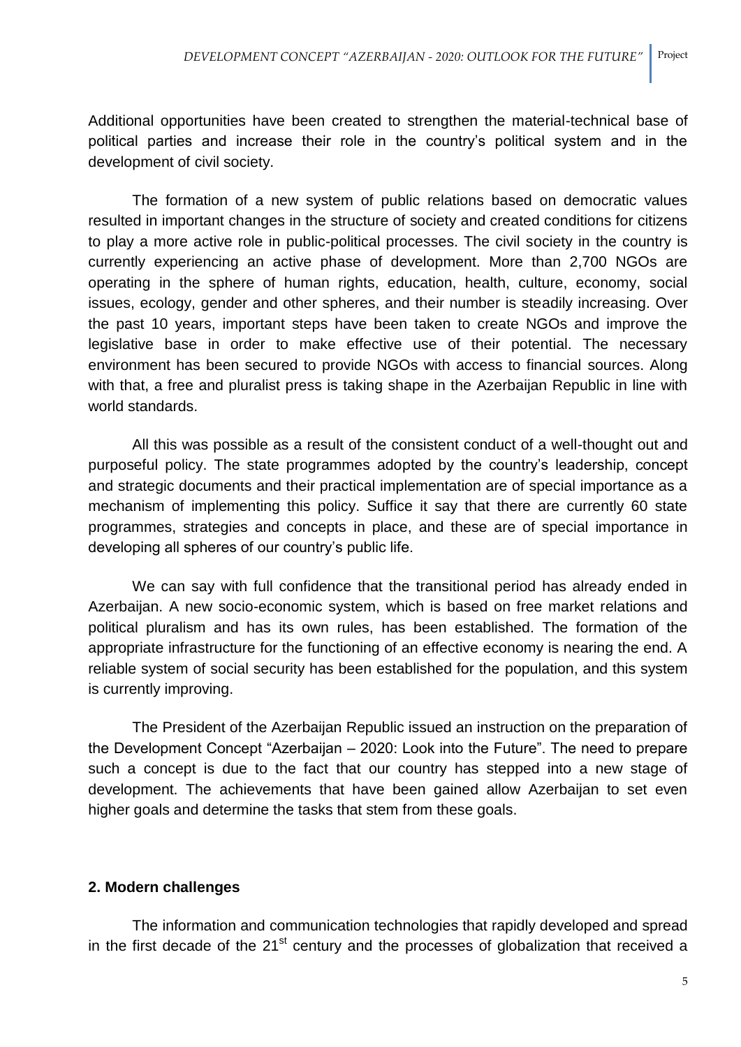Additional opportunities have been created to strengthen the material-technical base of political parties and increase their role in the country's political system and in the development of civil society.

The formation of a new system of public relations based on democratic values resulted in important changes in the structure of society and created conditions for citizens to play a more active role in public-political processes. The civil society in the country is currently experiencing an active phase of development. More than 2,700 NGOs are operating in the sphere of human rights, education, health, culture, economy, social issues, ecology, gender and other spheres, and their number is steadily increasing. Over the past 10 years, important steps have been taken to create NGOs and improve the legislative base in order to make effective use of their potential. The necessary environment has been secured to provide NGOs with access to financial sources. Along with that, a free and pluralist press is taking shape in the Azerbaijan Republic in line with world standards.

All this was possible as a result of the consistent conduct of a well-thought out and purposeful policy. The state programmes adopted by the country's leadership, concept and strategic documents and their practical implementation are of special importance as a mechanism of implementing this policy. Suffice it say that there are currently 60 state programmes, strategies and concepts in place, and these are of special importance in developing all spheres of our country's public life.

We can say with full confidence that the transitional period has already ended in Azerbaijan. A new socio-economic system, which is based on free market relations and political pluralism and has its own rules, has been established. The formation of the appropriate infrastructure for the functioning of an effective economy is nearing the end. A reliable system of social security has been established for the population, and this system is currently improving.

The President of the Azerbaijan Republic issued an instruction on the preparation of the Development Concept "Azerbaijan – 2020: Look into the Future". The need to prepare such a concept is due to the fact that our country has stepped into a new stage of development. The achievements that have been gained allow Azerbaijan to set even higher goals and determine the tasks that stem from these goals.

## 2. Modern challenges

The information and communication technologies that rapidly developed and spread in the first decade of the 21st century and the processes of globalization that received a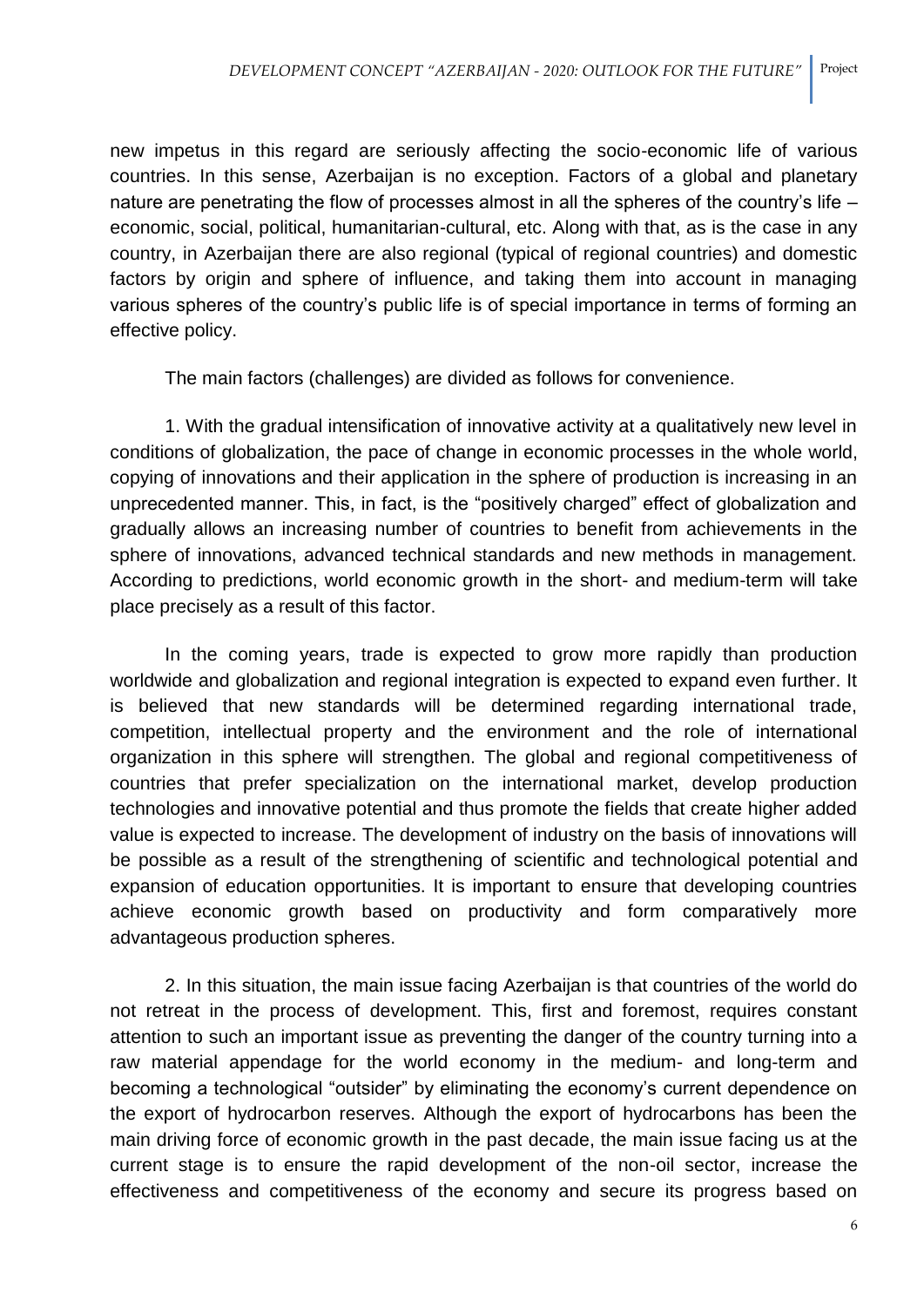new impetus in this regard are seriously affecting the socio-economic life of various countries. In this sense, Azerbaijan is no exception. Factors of a global and planetary nature are penetrating the flow of processes almost in all the spheres of the country's life – economic, social, political, humanitarian-cultural, etc. Along with that, as is the case in any country, in Azerbaijan there are also regional (typical of regional countries) and domestic factors by origin and sphere of influence, and taking them into account in managing various spheres of the country's public life is of special importance in terms of forming an effective policy.

The main factors (challenges) are divided as follows for convenience.

1. With the gradual intensification of innovative activity at a qualitatively new level in conditions of globalization, the pace of change in economic processes in the whole world, copying of innovations and their application in the sphere of production is increasing in an unprecedented manner. This, in fact, is the "positively charged" effect of globalization and gradually allows an increasing number of countries to benefit from achievements in the sphere of innovations, advanced technical standards and new methods in management. According to predictions, world economic growth in the short- and medium-term will take place precisely as a result of this factor.

In the coming years, trade is expected to grow more rapidly than production worldwide and globalization and regional integration is expected to expand even further. It is believed that new standards will be determined regarding international trade, competition, intellectual property and the environment and the role of international organization in this sphere will strengthen. The global and regional competitiveness of countries that prefer specialization on the international market, develop production technologies and innovative potential and thus promote the fields that create higher added value is expected to increase. The development of industry on the basis of innovations will be possible as a result of the strengthening of scientific and technological potential and expansion of education opportunities. It is important to ensure that developing countries achieve economic growth based on productivity and form comparatively more advantageous production spheres.

2. In this situation, the main issue facing Azerbaijan is that countries of the world do not retreat in the process of development. This, first and foremost, requires constant attention to such an important issue as preventing the danger of the country turning into a raw material appendage for the world economy in the medium- and long-term and becoming a technological "outsider" by eliminating the economy's current dependence on the export of hydrocarbon reserves. Although the export of hydrocarbons has been the main driving force of economic growth in the past decade, the main issue facing us at the current stage is to ensure the rapid development of the non-oil sector, increase the effectiveness and competitiveness of the economy and secure its progress based on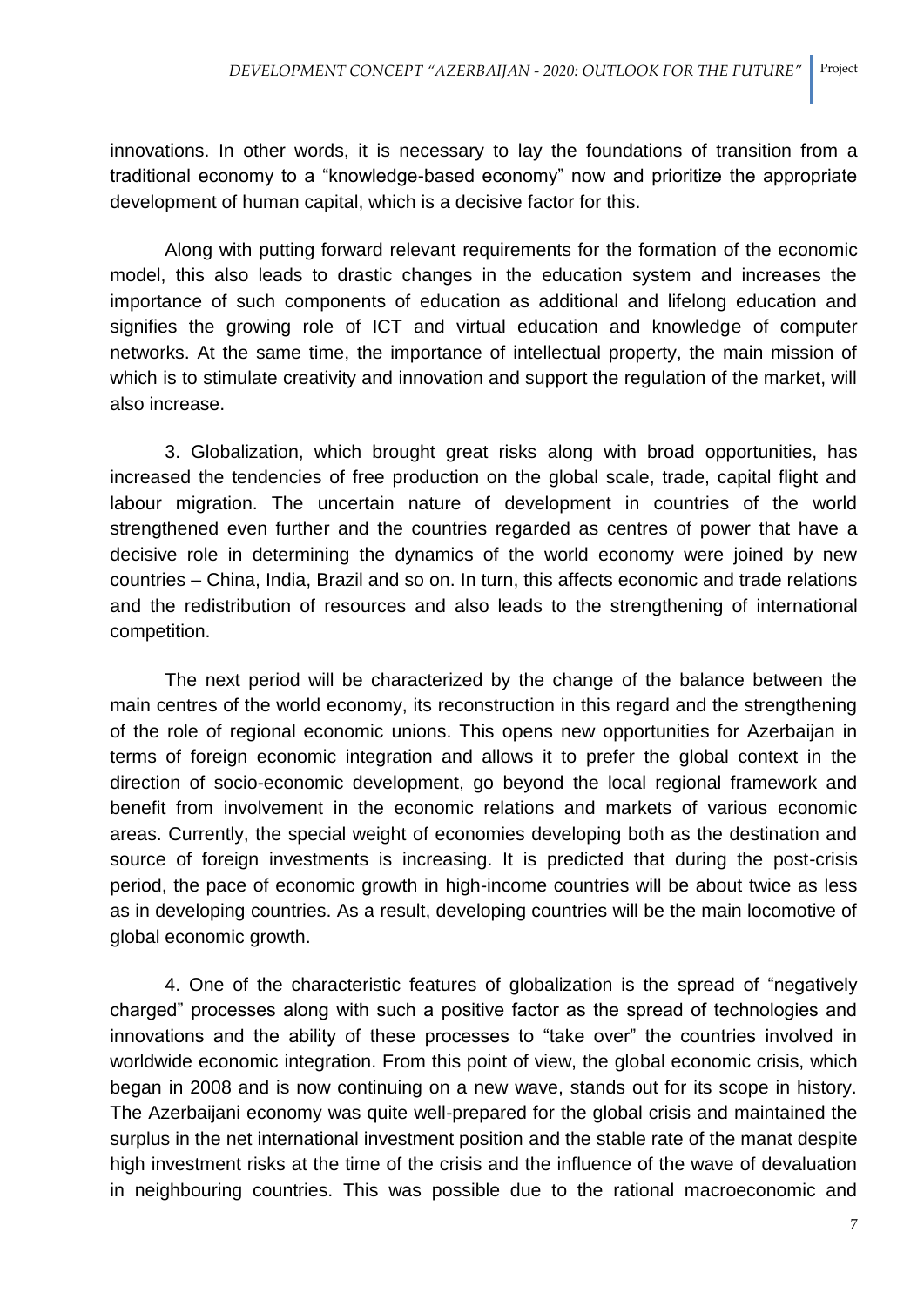innovations. In other words, it is necessary to lay the foundations of transition from a traditional economy to a "knowledge-based economy" now and prioritize the appropriate development of human capital, which is a decisive factor for this.

Along with putting forward relevant requirements for the formation of the economic model, this also leads to drastic changes in the education system and increases the importance of such components of education as additional and lifelong education and signifies the growing role of ICT and virtual education and knowledge of computer networks. At the same time, the importance of intellectual property, the main mission of which is to stimulate creativity and innovation and support the regulation of the market, will also increase.

3. Globalization, which brought great risks along with broad opportunities, has increased the tendencies of free production on the global scale, trade, capital flight and labour migration. The uncertain nature of development in countries of the world strengthened even further and the countries regarded as centres of power that have a decisive role in determining the dynamics of the world economy were joined by new countries – China, India, Brazil and so on. In turn, this affects economic and trade relations and the redistribution of resources and also leads to the strengthening of international competition.

The next period will be characterized by the change of the balance between the main centres of the world economy, its reconstruction in this regard and the strengthening of the role of regional economic unions. This opens new opportunities for Azerbaijan in terms of foreign economic integration and allows it to prefer the global context in the direction of socio-economic development, go beyond the local regional framework and benefit from involvement in the economic relations and markets of various economic areas. Currently, the special weight of economies developing both as the destination and source of foreign investments is increasing. It is predicted that during the post-crisis period, the pace of economic growth in high-income countries will be about twice as less as in developing countries. As a result, developing countries will be the main locomotive of global economic growth.

4. One of the characteristic features of globalization is the spread of "negatively charged" processes along with such a positive factor as the spread of technologies and innovations and the ability of these processes to "take over" the countries involved in worldwide economic integration. From this point of view, the global economic crisis, which began in 2008 and is now continuing on a new wave, stands out for its scope in history. The Azerbaijani economy was quite well-prepared for the global crisis and maintained the surplus in the net international investment position and the stable rate of the manat despite high investment risks at the time of the crisis and the influence of the wave of devaluation in neighbouring countries. This was possible due to the rational macroeconomic and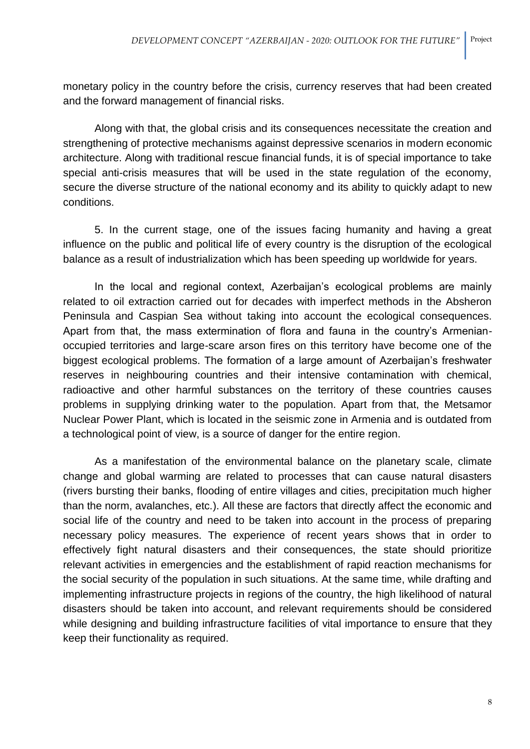monetary policy in the country before the crisis, currency reserves that had been created and the forward management of financial risks.

Along with that, the global crisis and its consequences necessitate the creation and strengthening of protective mechanisms against depressive scenarios in modern economic architecture. Along with traditional rescue financial funds, it is of special importance to take special anti-crisis measures that will be used in the state regulation of the economy, secure the diverse structure of the national economy and its ability to quickly adapt to new conditions.

5. In the current stage, one of the issues facing humanity and having a great influence on the public and political life of every country is the disruption of the ecological balance as a result of industrialization which has been speeding up worldwide for years.

In the local and regional context, Azerbaijan's ecological problems are mainly related to oil extraction carried out for decades with imperfect methods in the Absheron Peninsula and Caspian Sea without taking into account the ecological consequences. Apart from that, the mass extermination of flora and fauna in the country's Armenian-occupied territories and large-scare arson fires on this territory have become one of the biggest ecological problems. The formation of a large amount of Azerbaijan's freshwater reserves in neighbouring countries and their intensive contamination with chemical, radioactive and other harmful substances on the territory of these countries causes problems in supplying drinking water to the population. Apart from that, the Metsamor Nuclear Power Plant, which is located in the seismic zone in Armenia and is outdated from a technological point of view, is a source of danger for the entire region.

As a manifestation of the environmental balance on the planetary scale, climate change and global warming are related to processes that can cause natural disasters (rivers bursting their banks, flooding of entire villages and cities, precipitation much higher than the norm, avalanches, etc.). All these are factors that directly affect the economic and social life of the country and need to be taken into account in the process of preparing necessary policy measures. The experience of recent years shows that in order to effectively fight natural disasters and their consequences, the state should prioritize relevant activities in emergencies and the establishment of rapid reaction mechanisms for the social security of the population in such situations. At the same time, while drafting and implementing infrastructure projects in regions of the country, the high likelihood of natural disasters should be taken into account, and relevant requirements should be considered while designing and building infrastructure facilities of vital importance to ensure that they keep their functionality as required.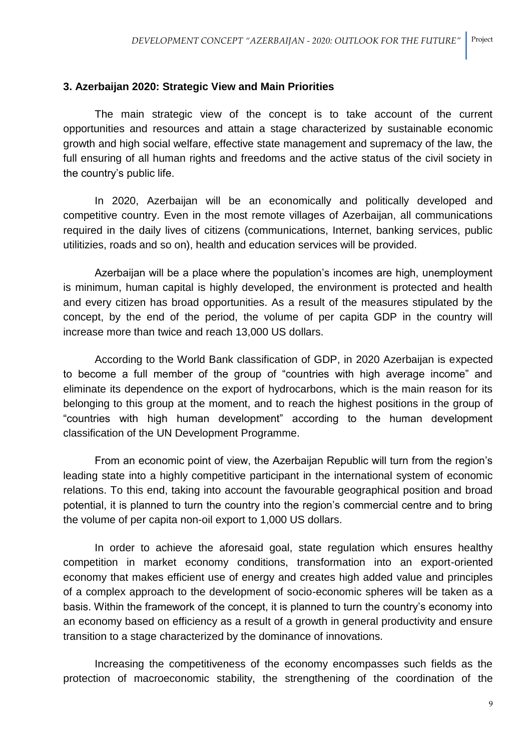## 3. Azerbaijan 2020: Strategic View and Main Priorities

The main strategic view of the concept is to take account of the current opportunities and resources and attain a stage characterized by sustainable economic growth and high social welfare, effective state management and supremacy of the law, the full ensuring of all human rights and freedoms and the active status of the civil society in the country's public life.

In 2020, Azerbaijan will be an economically and politically developed and competitive country. Even in the most remote villages of Azerbaijan, all communications required in the daily lives of citizens (communications, Internet, banking services, public utilitizies, roads and so on), health and education services will be provided.

Azerbaijan will be a place where the population's incomes are high, unemployment is minimum, human capital is highly developed, the environment is protected and health and every citizen has broad opportunities. As a result of the measures stipulated by the concept, by the end of the period, the volume of per capita GDP in the country will increase more than twice and reach 13,000 US dollars.

According to the World Bank classification of GDP, in 2020 Azerbaijan is expected to become a full member of the group of "countries with high average income" and eliminate its dependence on the export of hydrocarbons, which is the main reason for its belonging to this group at the moment, and to reach the highest positions in the group of "countries with high human development" according to the human development classification of the UN Development Programme.

From an economic point of view, the Azerbaijan Republic will turn from the region's leading state into a highly competitive participant in the international system of economic relations. To this end, taking into account the favourable geographical position and broad potential, it is planned to turn the country into the region's commercial centre and to bring the volume of per capita non-oil export to 1,000 US dollars.

In order to achieve the aforesaid goal, state regulation which ensures healthy competition in market economy conditions, transformation into an export-oriented economy that makes efficient use of energy and creates high added value and principles of a complex approach to the development of socio-economic spheres will be taken as a basis. Within the framework of the concept, it is planned to turn the country's economy into an economy based on efficiency as a result of a growth in general productivity and ensure transition to a stage characterized by the dominance of innovations.

Increasing the competitiveness of the economy encompasses such fields as the protection of macroeconomic stability, the strengthening of the coordination of the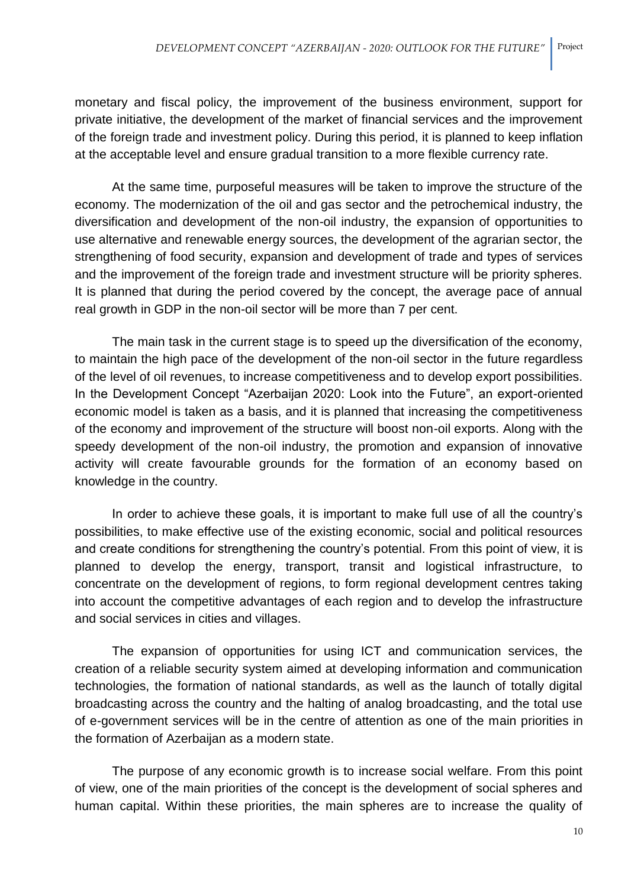monetary and fiscal policy, the improvement of the business environment, support for private initiative, the development of the market of financial services and the improvement of the foreign trade and investment policy. During this period, it is planned to keep inflation at the acceptable level and ensure gradual transition to a more flexible currency rate.

At the same time, purposeful measures will be taken to improve the structure of the economy. The modernization of the oil and gas sector and the petrochemical industry, the diversification and development of the non-oil industry, the expansion of opportunities to use alternative and renewable energy sources, the development of the agrarian sector, the strengthening of food security, expansion and development of trade and types of services and the improvement of the foreign trade and investment structure will be priority spheres. It is planned that during the period covered by the concept, the average pace of annual real growth in GDP in the non-oil sector will be more than 7 per cent.

The main task in the current stage is to speed up the diversification of the economy, to maintain the high pace of the development of the non-oil sector in the future regardless of the level of oil revenues, to increase competitiveness and to develop export possibilities. In the Development Concept "Azerbaijan 2020: Look into the Future", an export-oriented economic model is taken as a basis, and it is planned that increasing the competitiveness of the economy and improvement of the structure will boost non-oil exports. Along with the speedy development of the non-oil industry, the promotion and expansion of innovative activity will create favourable grounds for the formation of an economy based on knowledge in the country.

In order to achieve these goals, it is important to make full use of all the country's possibilities, to make effective use of the existing economic, social and political resources and create conditions for strengthening the country's potential. From this point of view, it is planned to develop the energy, transport, transit and logistical infrastructure, to concentrate on the development of regions, to form regional development centres taking into account the competitive advantages of each region and to develop the infrastructure and social services in cities and villages.

The expansion of opportunities for using ICT and communication services, the creation of a reliable security system aimed at developing information and communication technologies, the formation of national standards, as well as the launch of totally digital broadcasting across the country and the halting of analog broadcasting, and the total use of e-government services will be in the centre of attention as one of the main priorities in the formation of Azerbaijan as a modern state.

The purpose of any economic growth is to increase social welfare. From this point of view, one of the main priorities of the concept is the development of social spheres and human capital. Within these priorities, the main spheres are to increase the quality of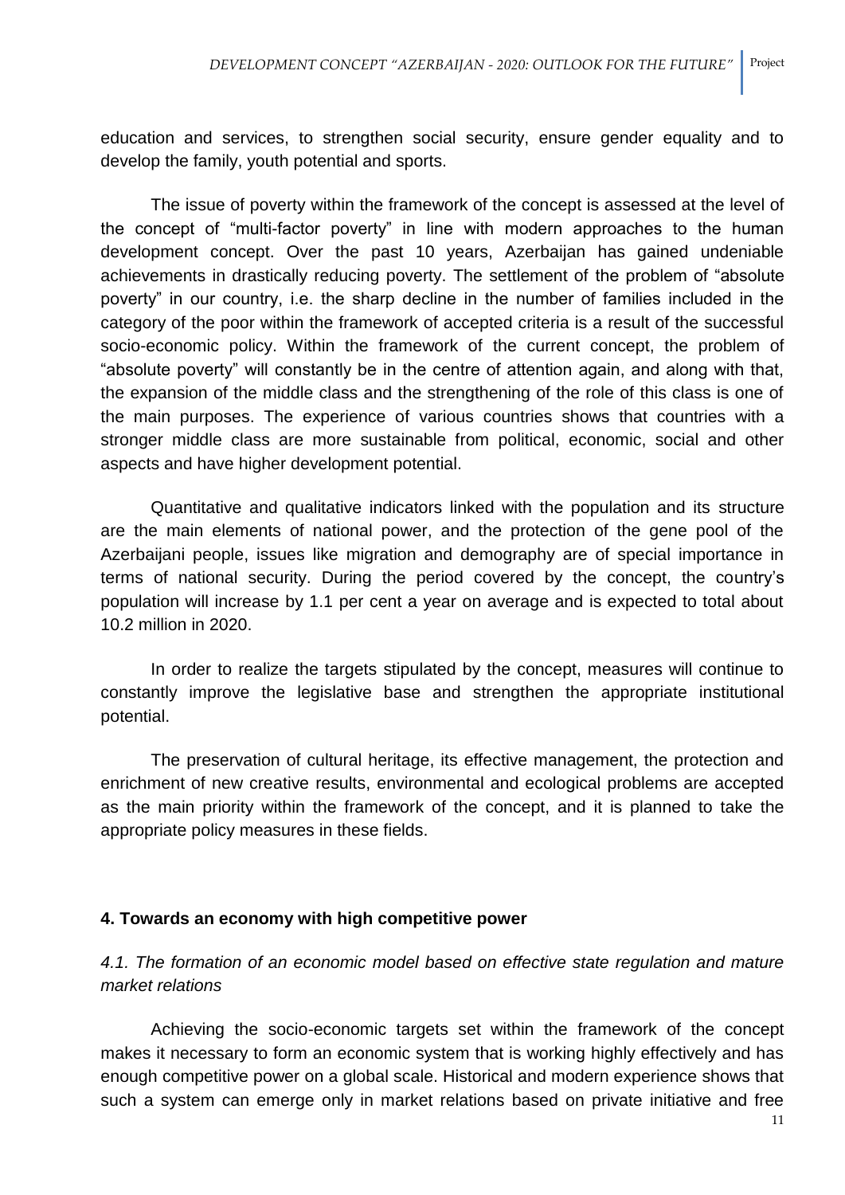education and services, to strengthen social security, ensure gender equality and to develop the family, youth potential and sports.

The issue of poverty within the framework of the concept is assessed at the level of the concept of "multi-factor poverty" in line with modern approaches to the human development concept. Over the past 10 years, Azerbaijan has gained undeniable achievements in drastically reducing poverty. The settlement of the problem of "absolute poverty" in our country, i.e. the sharp decline in the number of families included in the category of the poor within the framework of accepted criteria is a result of the successful socio-economic policy. Within the framework of the current concept, the problem of "absolute poverty" will constantly be in the centre of attention again, and along with that, the expansion of the middle class and the strengthening of the role of this class is one of the main purposes. The experience of various countries shows that countries with a stronger middle class are more sustainable from political, economic, social and other aspects and have higher development potential.

Quantitative and qualitative indicators linked with the population and its structure are the main elements of national power, and the protection of the gene pool of the Azerbaijani people, issues like migration and demography are of special importance in terms of national security. During the period covered by the concept, the country's population will increase by 1.1 per cent a year on average and is expected to total about 10.2 million in 2020.

In order to realize the targets stipulated by the concept, measures will continue to constantly improve the legislative base and strengthen the appropriate institutional potential.

The preservation of cultural heritage, its effective management, the protection and enrichment of new creative results, environmental and ecological problems are accepted as the main priority within the framework of the concept, and it is planned to take the appropriate policy measures in these fields.

## 4. Towards an economy with high competitive power

### *4.1. The formation of an economic model based on effective state regulation and mature market relations*

Achieving the socio-economic targets set within the framework of the concept makes it necessary to form an economic system that is working highly effectively and has enough competitive power on a global scale. Historical and modern experience shows that such a system can emerge only in market relations based on private initiative and free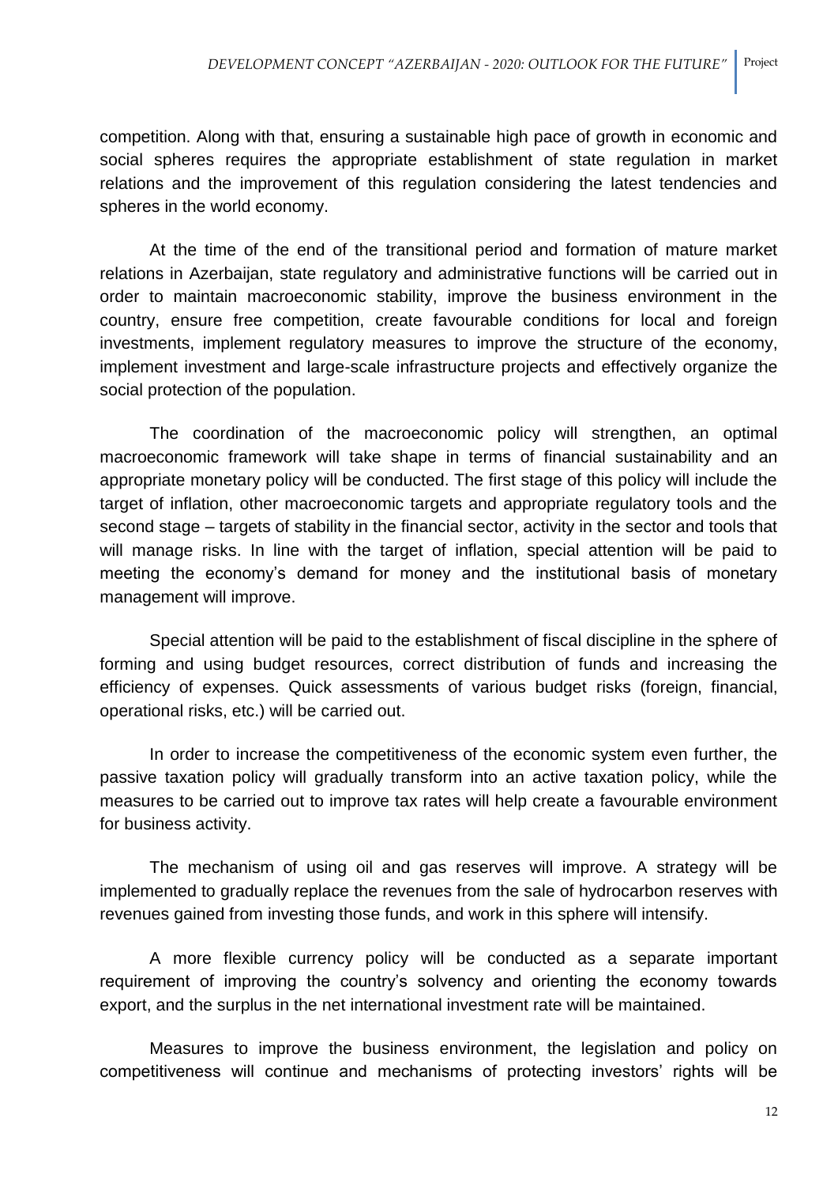competition. Along with that, ensuring a sustainable high pace of growth in economic and social spheres requires the appropriate establishment of state regulation in market relations and the improvement of this regulation considering the latest tendencies and spheres in the world economy.

At the time of the end of the transitional period and formation of mature market relations in Azerbaijan, state regulatory and administrative functions will be carried out in order to maintain macroeconomic stability, improve the business environment in the country, ensure free competition, create favourable conditions for local and foreign investments, implement regulatory measures to improve the structure of the economy, implement investment and large-scale infrastructure projects and effectively organize the social protection of the population.

The coordination of the macroeconomic policy will strengthen, an optimal macroeconomic framework will take shape in terms of financial sustainability and an appropriate monetary policy will be conducted. The first stage of this policy will include the target of inflation, other macroeconomic targets and appropriate regulatory tools and the second stage – targets of stability in the financial sector, activity in the sector and tools that will manage risks. In line with the target of inflation, special attention will be paid to meeting the economy's demand for money and the institutional basis of monetary management will improve.

Special attention will be paid to the establishment of fiscal discipline in the sphere of forming and using budget resources, correct distribution of funds and increasing the efficiency of expenses. Quick assessments of various budget risks (foreign, financial, operational risks, etc.) will be carried out.

In order to increase the competitiveness of the economic system even further, the passive taxation policy will gradually transform into an active taxation policy, while the measures to be carried out to improve tax rates will help create a favourable environment for business activity.

The mechanism of using oil and gas reserves will improve. A strategy will be implemented to gradually replace the revenues from the sale of hydrocarbon reserves with revenues gained from investing those funds, and work in this sphere will intensify.

A more flexible currency policy will be conducted as a separate important requirement of improving the country's solvency and orienting the economy towards export, and the surplus in the net international investment rate will be maintained.

Measures to improve the business environment, the legislation and policy on competitiveness will continue and mechanisms of protecting investors' rights will be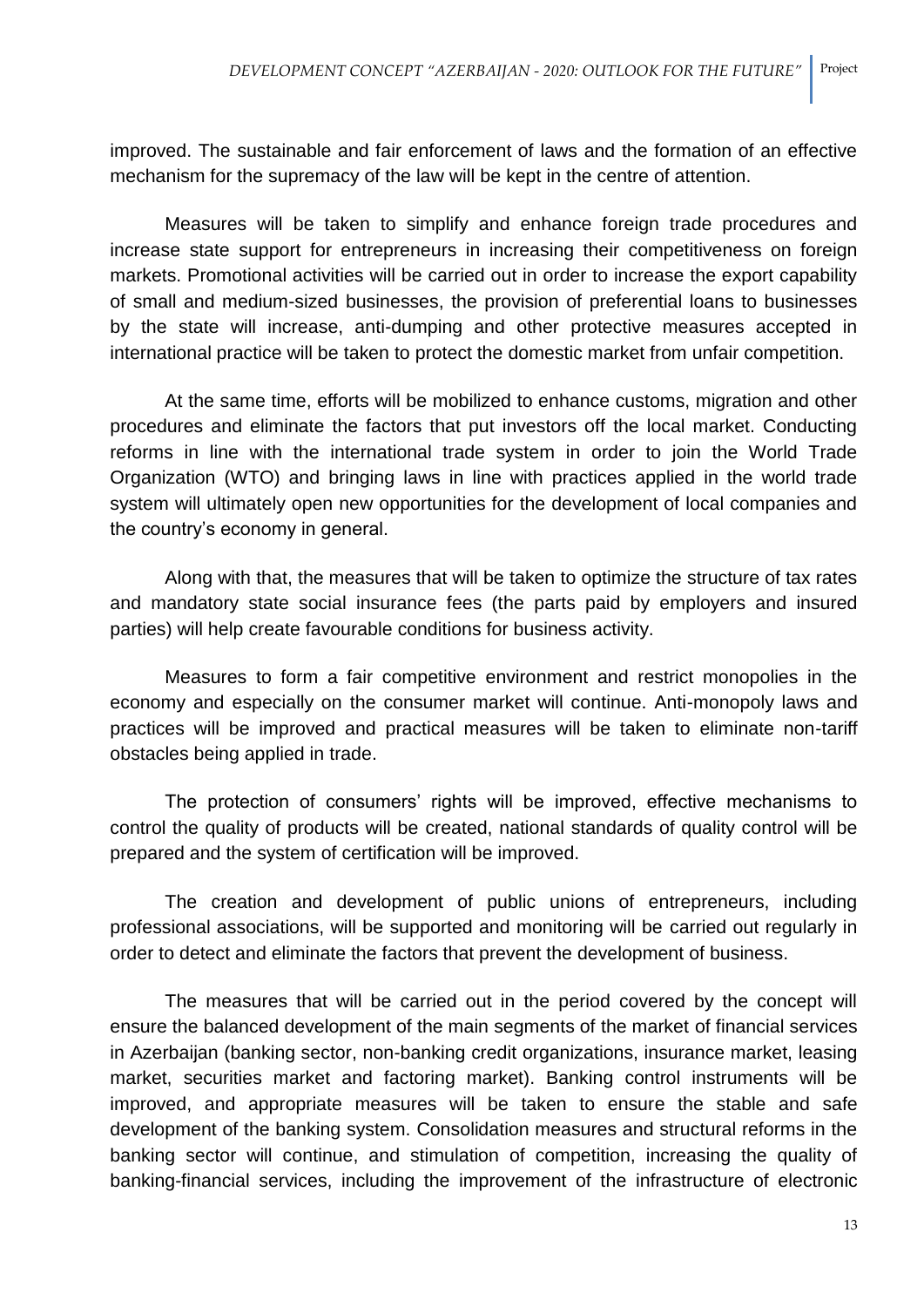improved. The sustainable and fair enforcement of laws and the formation of an effective mechanism for the supremacy of the law will be kept in the centre of attention.

Measures will be taken to simplify and enhance foreign trade procedures and increase state support for entrepreneurs in increasing their competitiveness on foreign markets. Promotional activities will be carried out in order to increase the export capability of small and medium-sized businesses, the provision of preferential loans to businesses by the state will increase, anti-dumping and other protective measures accepted in international practice will be taken to protect the domestic market from unfair competition.

At the same time, efforts will be mobilized to enhance customs, migration and other procedures and eliminate the factors that put investors off the local market. Conducting reforms in line with the international trade system in order to join the World Trade Organization (WTO) and bringing laws in line with practices applied in the world trade system will ultimately open new opportunities for the development of local companies and the country's economy in general.

Along with that, the measures that will be taken to optimize the structure of tax rates and mandatory state social insurance fees (the parts paid by employers and insured parties) will help create favourable conditions for business activity.

Measures to form a fair competitive environment and restrict monopolies in the economy and especially on the consumer market will continue. Anti-monopoly laws and practices will be improved and practical measures will be taken to eliminate non-tariff obstacles being applied in trade.

The protection of consumers' rights will be improved, effective mechanisms to control the quality of products will be created, national standards of quality control will be prepared and the system of certification will be improved.

The creation and development of public unions of entrepreneurs, including professional associations, will be supported and monitoring will be carried out regularly in order to detect and eliminate the factors that prevent the development of business.

The measures that will be carried out in the period covered by the concept will ensure the balanced development of the main segments of the market of financial services in Azerbaijan (banking sector, non-banking credit organizations, insurance market, leasing market, securities market and factoring market). Banking control instruments will be improved, and appropriate measures will be taken to ensure the stable and safe development of the banking system. Consolidation measures and structural reforms in the banking sector will continue, and stimulation of competition, increasing the quality of banking-financial services, including the improvement of the infrastructure of electronic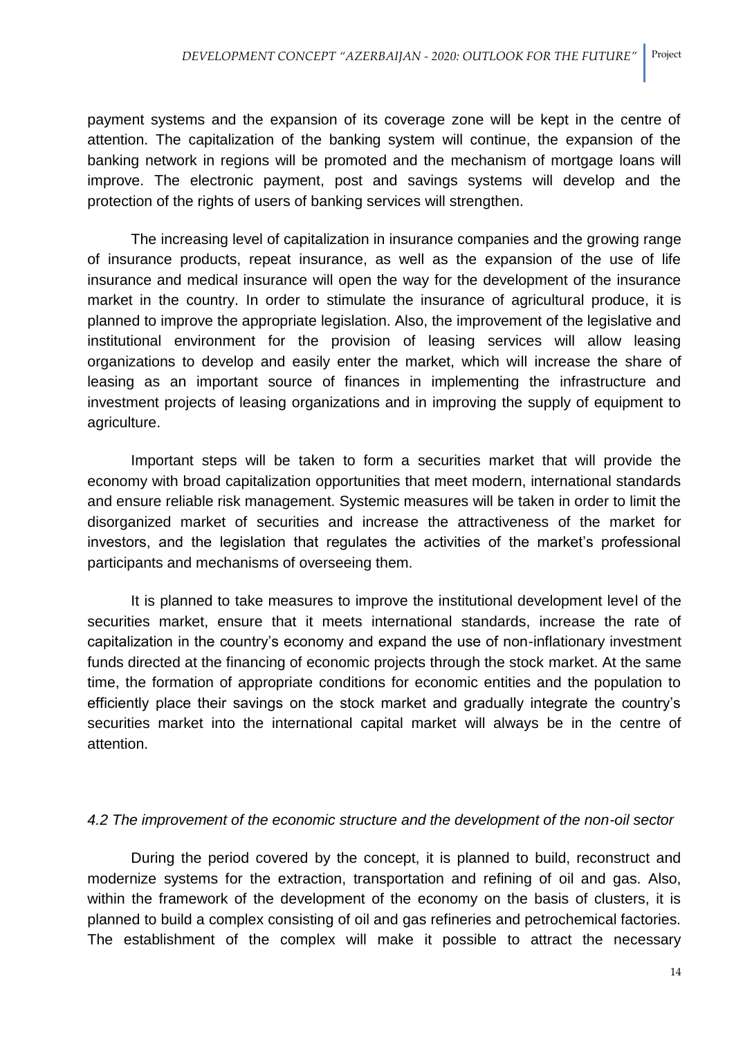payment systems and the expansion of its coverage zone will be kept in the centre of attention. The capitalization of the banking system will continue, the expansion of the banking network in regions will be promoted and the mechanism of mortgage loans will improve. The electronic payment, post and savings systems will develop and the protection of the rights of users of banking services will strengthen.

The increasing level of capitalization in insurance companies and the growing range of insurance products, repeat insurance, as well as the expansion of the use of life insurance and medical insurance will open the way for the development of the insurance market in the country. In order to stimulate the insurance of agricultural produce, it is planned to improve the appropriate legislation. Also, the improvement of the legislative and institutional environment for the provision of leasing services will allow leasing organizations to develop and easily enter the market, which will increase the share of leasing as an important source of finances in implementing the infrastructure and investment projects of leasing organizations and in improving the supply of equipment to agriculture.

Important steps will be taken to form a securities market that will provide the economy with broad capitalization opportunities that meet modern, international standards and ensure reliable risk management. Systemic measures will be taken in order to limit the disorganized market of securities and increase the attractiveness of the market for investors, and the legislation that regulates the activities of the market's professional participants and mechanisms of overseeing them.

It is planned to take measures to improve the institutional development level of the securities market, ensure that it meets international standards, increase the rate of capitalization in the country's economy and expand the use of non-inflationary investment funds directed at the financing of economic projects through the stock market. At the same time, the formation of appropriate conditions for economic entities and the population to efficiently place their savings on the stock market and gradually integrate the country's securities market into the international capital market will always be in the centre of attention.

### *4.2 The improvement of the economic structure and the development of the non-oil sector*

During the period covered by the concept, it is planned to build, reconstruct and modernize systems for the extraction, transportation and refining of oil and gas. Also, within the framework of the development of the economy on the basis of clusters, it is planned to build a complex consisting of oil and gas refineries and petrochemical factories. The establishment of the complex will make it possible to attract the necessary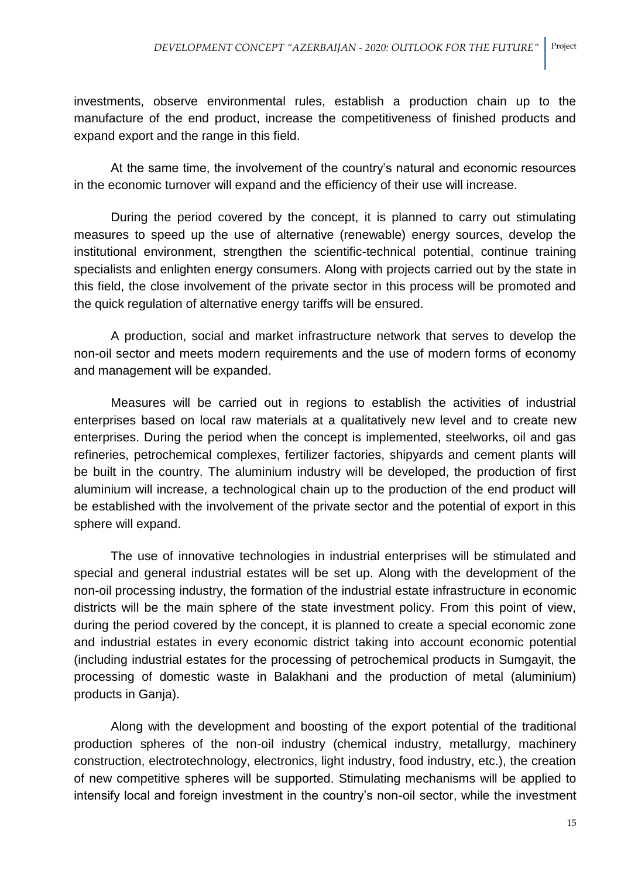investments, observe environmental rules, establish a production chain up to the manufacture of the end product, increase the competitiveness of finished products and expand export and the range in this field.

At the same time, the involvement of the country's natural and economic resources in the economic turnover will expand and the efficiency of their use will increase.

During the period covered by the concept, it is planned to carry out stimulating measures to speed up the use of alternative (renewable) energy sources, develop the institutional environment, strengthen the scientific-technical potential, continue training specialists and enlighten energy consumers. Along with projects carried out by the state in this field, the close involvement of the private sector in this process will be promoted and the quick regulation of alternative energy tariffs will be ensured.

A production, social and market infrastructure network that serves to develop the non-oil sector and meets modern requirements and the use of modern forms of economy and management will be expanded.

Measures will be carried out in regions to establish the activities of industrial enterprises based on local raw materials at a qualitatively new level and to create new enterprises. During the period when the concept is implemented, steelworks, oil and gas refineries, petrochemical complexes, fertilizer factories, shipyards and cement plants will be built in the country. The aluminium industry will be developed, the production of first aluminium will increase, a technological chain up to the production of the end product will be established with the involvement of the private sector and the potential of export in this sphere will expand.

The use of innovative technologies in industrial enterprises will be stimulated and special and general industrial estates will be set up. Along with the development of the non-oil processing industry, the formation of the industrial estate infrastructure in economic districts will be the main sphere of the state investment policy. From this point of view, during the period covered by the concept, it is planned to create a special economic zone and industrial estates in every economic district taking into account economic potential (including industrial estates for the processing of petrochemical products in Sumgayit, the processing of domestic waste in Balakhani and the production of metal (aluminium) products in Ganja).

Along with the development and boosting of the export potential of the traditional production spheres of the non-oil industry (chemical industry, metallurgy, machinery construction, electrotechnology, electronics, light industry, food industry, etc.), the creation of new competitive spheres will be supported. Stimulating mechanisms will be applied to intensify local and foreign investment in the country's non-oil sector, while the investment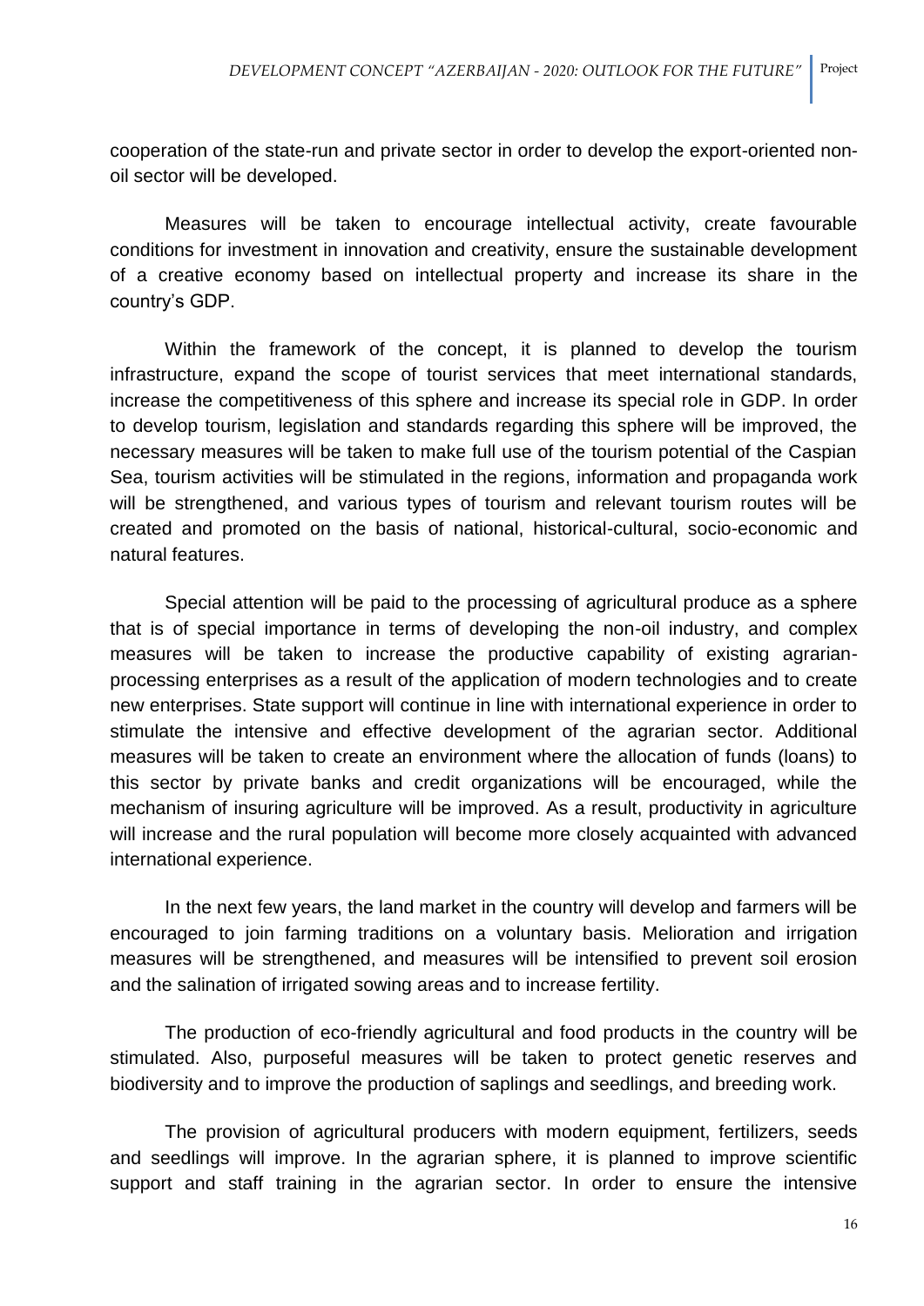cooperation of the state-run and private sector in order to develop the export-oriented non-oil sector will be developed.

Measures will be taken to encourage intellectual activity, create favourable conditions for investment in innovation and creativity, ensure the sustainable development of a creative economy based on intellectual property and increase its share in the country's GDP.

Within the framework of the concept, it is planned to develop the tourism infrastructure, expand the scope of tourist services that meet international standards, increase the competitiveness of this sphere and increase its special role in GDP. In order to develop tourism, legislation and standards regarding this sphere will be improved, the necessary measures will be taken to make full use of the tourism potential of the Caspian Sea, tourism activities will be stimulated in the regions, information and propaganda work will be strengthened, and various types of tourism and relevant tourism routes will be created and promoted on the basis of national, historical-cultural, socio-economic and natural features.

Special attention will be paid to the processing of agricultural produce as a sphere that is of special importance in terms of developing the non-oil industry, and complex measures will be taken to increase the productive capability of existing agrarian-processing enterprises as a result of the application of modern technologies and to create new enterprises. State support will continue in line with international experience in order to stimulate the intensive and effective development of the agrarian sector. Additional measures will be taken to create an environment where the allocation of funds (loans) to this sector by private banks and credit organizations will be encouraged, while the mechanism of insuring agriculture will be improved. As a result, productivity in agriculture will increase and the rural population will become more closely acquainted with advanced international experience.

In the next few years, the land market in the country will develop and farmers will be encouraged to join farming traditions on a voluntary basis. Melioration and irrigation measures will be strengthened, and measures will be intensified to prevent soil erosion and the salination of irrigated sowing areas and to increase fertility.

The production of eco-friendly agricultural and food products in the country will be stimulated. Also, purposeful measures will be taken to protect genetic reserves and biodiversity and to improve the production of saplings and seedlings, and breeding work.

The provision of agricultural producers with modern equipment, fertilizers, seeds and seedlings will improve. In the agrarian sphere, it is planned to improve scientific support and staff training in the agrarian sector. In order to ensure the intensive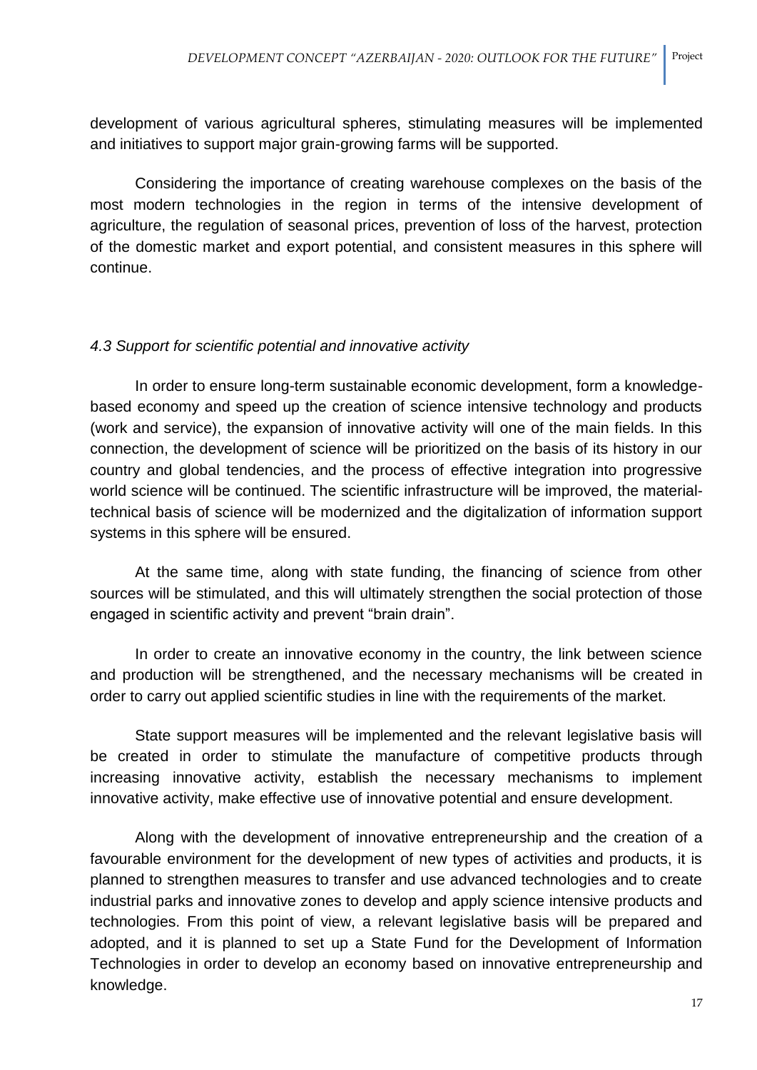development of various agricultural spheres, stimulating measures will be implemented and initiatives to support major grain-growing farms will be supported.

Considering the importance of creating warehouse complexes on the basis of the most modern technologies in the region in terms of the intensive development of agriculture, the regulation of seasonal prices, prevention of loss of the harvest, protection of the domestic market and export potential, and consistent measures in this sphere will continue.

*4.3 Support for scientific potential and innovative activity*

In order to ensure long-term sustainable economic development, form a knowledge-based economy and speed up the creation of science intensive technology and products (work and service), the expansion of innovative activity will one of the main fields. In this connection, the development of science will be prioritized on the basis of its history in our country and global tendencies, and the process of effective integration into progressive world science will be continued. The scientific infrastructure will be improved, the material-technical basis of science will be modernized and the digitalization of information support systems in this sphere will be ensured.

At the same time, along with state funding, the financing of science from other sources will be stimulated, and this will ultimately strengthen the social protection of those engaged in scientific activity and prevent "brain drain".

In order to create an innovative economy in the country, the link between science and production will be strengthened, and the necessary mechanisms will be created in order to carry out applied scientific studies in line with the requirements of the market.

State support measures will be implemented and the relevant legislative basis will be created in order to stimulate the manufacture of competitive products through increasing innovative activity, establish the necessary mechanisms to implement innovative activity, make effective use of innovative potential and ensure development.

Along with the development of innovative entrepreneurship and the creation of a favourable environment for the development of new types of activities and products, it is planned to strengthen measures to transfer and use advanced technologies and to create industrial parks and innovative zones to develop and apply science intensive products and technologies. From this point of view, a relevant legislative basis will be prepared and adopted, and it is planned to set up a State Fund for the Development of Information Technologies in order to develop an economy based on innovative entrepreneurship and knowledge.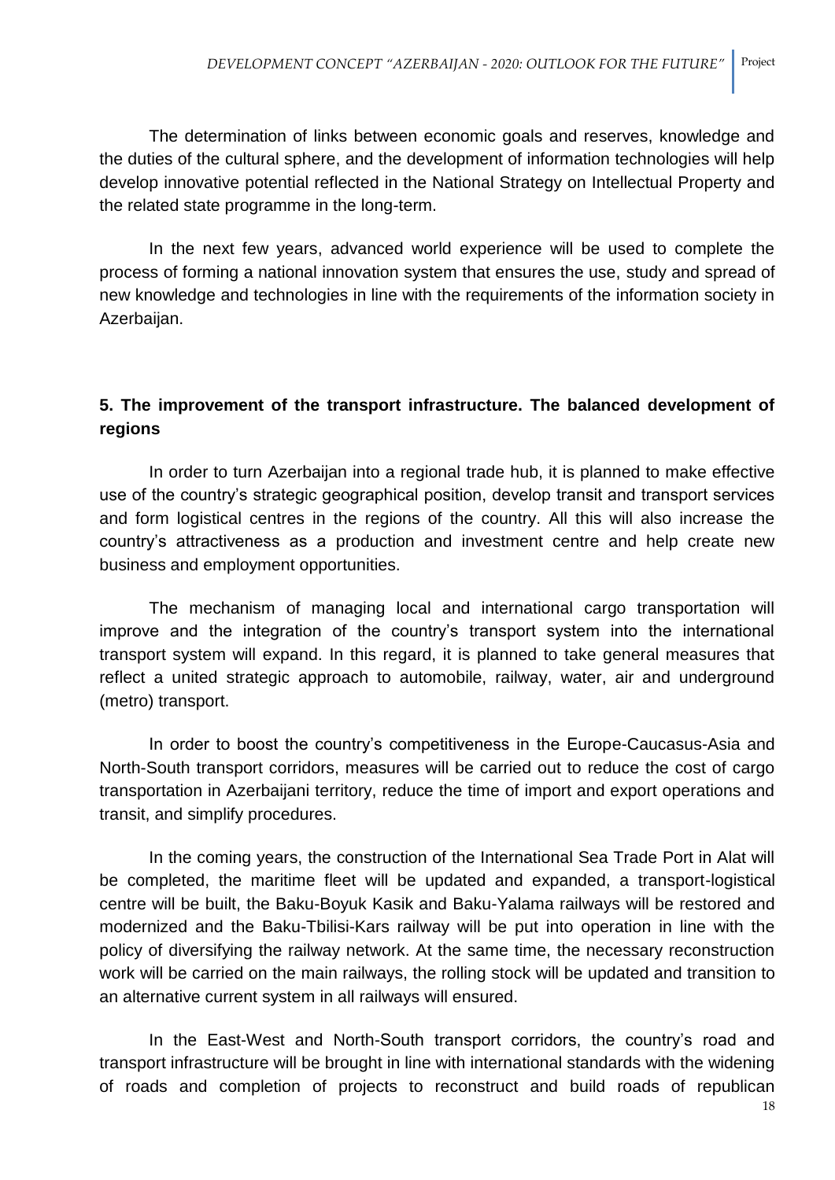The determination of links between economic goals and reserves, knowledge and the duties of the cultural sphere, and the development of information technologies will help develop innovative potential reflected in the National Strategy on Intellectual Property and the related state programme in the long-term.

In the next few years, advanced world experience will be used to complete the process of forming a national innovation system that ensures the use, study and spread of new knowledge and technologies in line with the requirements of the information society in Azerbaijan.

## 5. The improvement of the transport infrastructure. The balanced development of regions

In order to turn Azerbaijan into a regional trade hub, it is planned to make effective use of the country's strategic geographical position, develop transit and transport services and form logistical centres in the regions of the country. All this will also increase the country's attractiveness as a production and investment centre and help create new business and employment opportunities.

The mechanism of managing local and international cargo transportation will improve and the integration of the country's transport system into the international transport system will expand. In this regard, it is planned to take general measures that reflect a united strategic approach to automobile, railway, water, air and underground (metro) transport.

In order to boost the country's competitiveness in the Europe-Caucasus-Asia and North-South transport corridors, measures will be carried out to reduce the cost of cargo transportation in Azerbaijani territory, reduce the time of import and export operations and transit, and simplify procedures.

In the coming years, the construction of the International Sea Trade Port in Alat will be completed, the maritime fleet will be updated and expanded, a transport-logistical centre will be built, the Baku-Boyuk Kasik and Baku-Yalama railways will be restored and modernized and the Baku-Tbilisi-Kars railway will be put into operation in line with the policy of diversifying the railway network. At the same time, the necessary reconstruction work will be carried on the main railways, the rolling stock will be updated and transition to an alternative current system in all railways will ensured.

In the East-West and North-South transport corridors, the country's road and transport infrastructure will be brought in line with international standards with the widening of roads and completion of projects to reconstruct and build roads of republican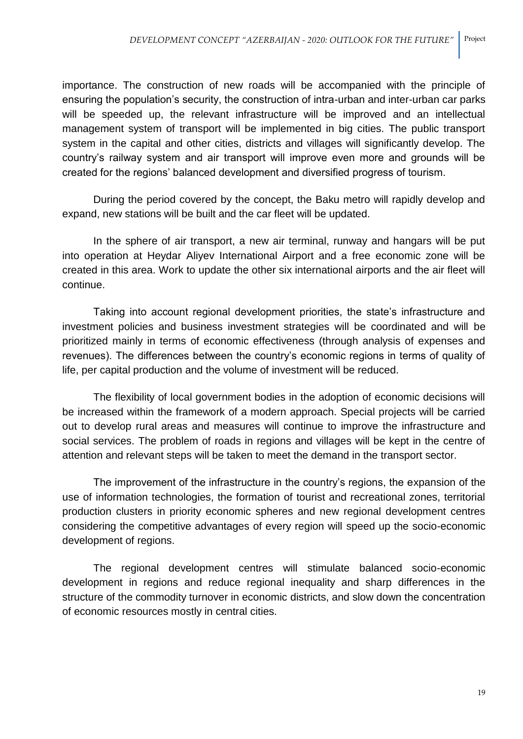importance. The construction of new roads will be accompanied with the principle of ensuring the population's security, the construction of intra-urban and inter-urban car parks will be speeded up, the relevant infrastructure will be improved and an intellectual management system of transport will be implemented in big cities. The public transport system in the capital and other cities, districts and villages will significantly develop. The country's railway system and air transport will improve even more and grounds will be created for the regions' balanced development and diversified progress of tourism.

During the period covered by the concept, the Baku metro will rapidly develop and expand, new stations will be built and the car fleet will be updated.

In the sphere of air transport, a new air terminal, runway and hangars will be put into operation at Heydar Aliyev International Airport and a free economic zone will be created in this area. Work to update the other six international airports and the air fleet will continue.

Taking into account regional development priorities, the state's infrastructure and investment policies and business investment strategies will be coordinated and will be prioritized mainly in terms of economic effectiveness (through analysis of expenses and revenues). The differences between the country's economic regions in terms of quality of life, per capital production and the volume of investment will be reduced.

The flexibility of local government bodies in the adoption of economic decisions will be increased within the framework of a modern approach. Special projects will be carried out to develop rural areas and measures will continue to improve the infrastructure and social services. The problem of roads in regions and villages will be kept in the centre of attention and relevant steps will be taken to meet the demand in the transport sector.

The improvement of the infrastructure in the country's regions, the expansion of the use of information technologies, the formation of tourist and recreational zones, territorial production clusters in priority economic spheres and new regional development centres considering the competitive advantages of every region will speed up the socio-economic development of regions.

The regional development centres will stimulate balanced socio-economic development in regions and reduce regional inequality and sharp differences in the structure of the commodity turnover in economic districts, and slow down the concentration of economic resources mostly in central cities.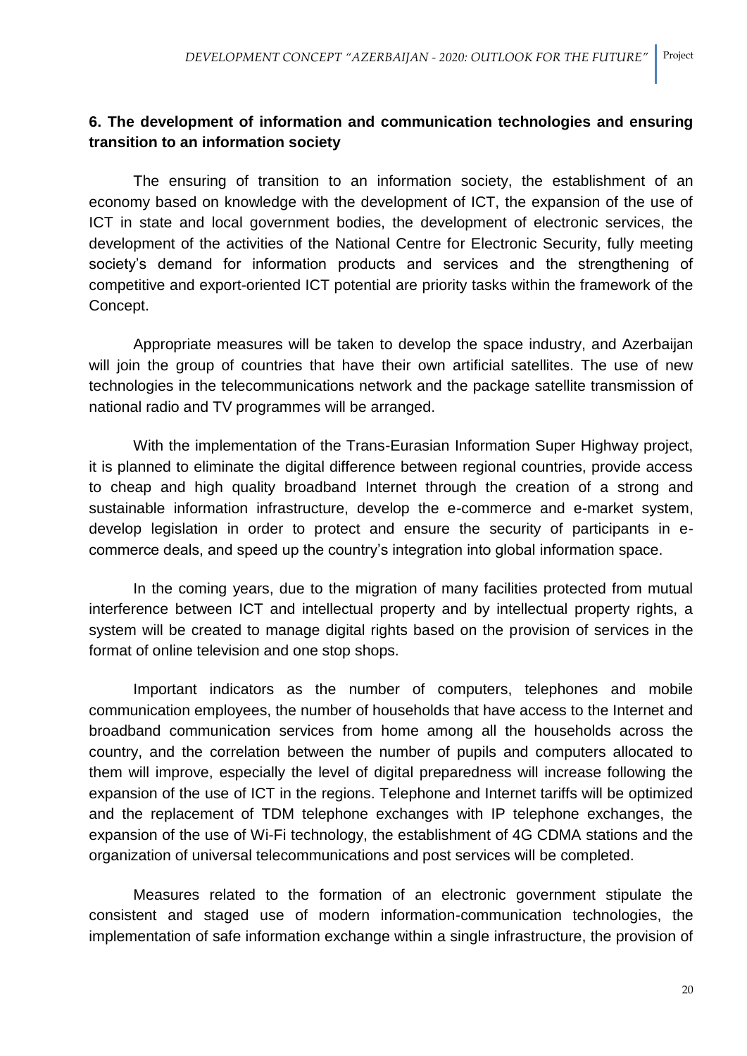## 6. The development of information and communication technologies and ensuring transition to an information society

The ensuring of transition to an information society, the establishment of an economy based on knowledge with the development of ICT, the expansion of the use of ICT in state and local government bodies, the development of electronic services, the development of the activities of the National Centre for Electronic Security, fully meeting society's demand for information products and services and the strengthening of competitive and export-oriented ICT potential are priority tasks within the framework of the Concept.

Appropriate measures will be taken to develop the space industry, and Azerbaijan will join the group of countries that have their own artificial satellites. The use of new technologies in the telecommunications network and the package satellite transmission of national radio and TV programmes will be arranged.

With the implementation of the Trans-Eurasian Information Super Highway project, it is planned to eliminate the digital difference between regional countries, provide access to cheap and high quality broadband Internet through the creation of a strong and sustainable information infrastructure, develop the e-commerce and e-market system, develop legislation in order to protect and ensure the security of participants in e-commerce deals, and speed up the country's integration into global information space.

In the coming years, due to the migration of many facilities protected from mutual interference between ICT and intellectual property and by intellectual property rights, a system will be created to manage digital rights based on the provision of services in the format of online television and one stop shops.

Important indicators as the number of computers, telephones and mobile communication employees, the number of households that have access to the Internet and broadband communication services from home among all the households across the country, and the correlation between the number of pupils and computers allocated to them will improve, especially the level of digital preparedness will increase following the expansion of the use of ICT in the regions. Telephone and Internet tariffs will be optimized and the replacement of TDM telephone exchanges with IP telephone exchanges, the expansion of the use of Wi-Fi technology, the establishment of 4G CDMA stations and the organization of universal telecommunications and post services will be completed.

Measures related to the formation of an electronic government stipulate the consistent and staged use of modern information-communication technologies, the implementation of safe information exchange within a single infrastructure, the provision of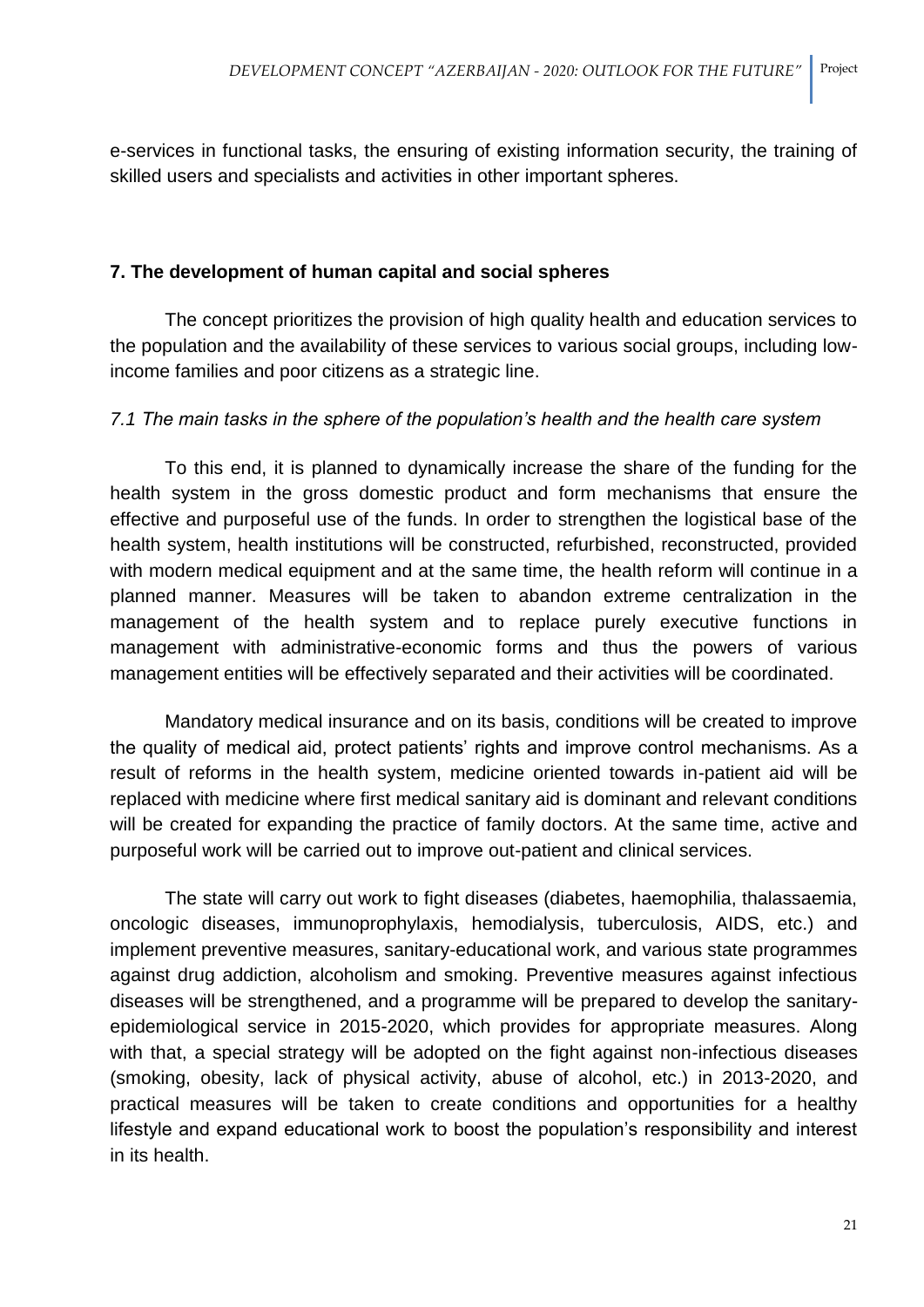e-services in functional tasks, the ensuring of existing information security, the training of skilled users and specialists and activities in other important spheres.

## 7. The development of human capital and social spheres

The concept prioritizes the provision of high quality health and education services to the population and the availability of these services to various social groups, including low-income families and poor citizens as a strategic line.

### *7.1 The main tasks in the sphere of the population's health and the health care system*

To this end, it is planned to dynamically increase the share of the funding for the health system in the gross domestic product and form mechanisms that ensure the effective and purposeful use of the funds. In order to strengthen the logistical base of the health system, health institutions will be constructed, refurbished, reconstructed, provided with modern medical equipment and at the same time, the health reform will continue in a planned manner. Measures will be taken to abandon extreme centralization in the management of the health system and to replace purely executive functions in management with administrative-economic forms and thus the powers of various management entities will be effectively separated and their activities will be coordinated.

Mandatory medical insurance and on its basis, conditions will be created to improve the quality of medical aid, protect patients' rights and improve control mechanisms. As a result of reforms in the health system, medicine oriented towards in-patient aid will be replaced with medicine where first medical sanitary aid is dominant and relevant conditions will be created for expanding the practice of family doctors. At the same time, active and purposeful work will be carried out to improve out-patient and clinical services.

The state will carry out work to fight diseases (diabetes, haemophilia, thalassaemia, oncologic diseases, immunoprophylaxis, hemodialysis, tuberculosis, AIDS, etc.) and implement preventive measures, sanitary-educational work, and various state programmes against drug addiction, alcoholism and smoking. Preventive measures against infectious diseases will be strengthened, and a programme will be prepared to develop the sanitary-epidemiological service in 2015-2020, which provides for appropriate measures. Along with that, a special strategy will be adopted on the fight against non-infectious diseases (smoking, obesity, lack of physical activity, abuse of alcohol, etc.) in 2013-2020, and practical measures will be taken to create conditions and opportunities for a healthy lifestyle and expand educational work to boost the population's responsibility and interest in its health.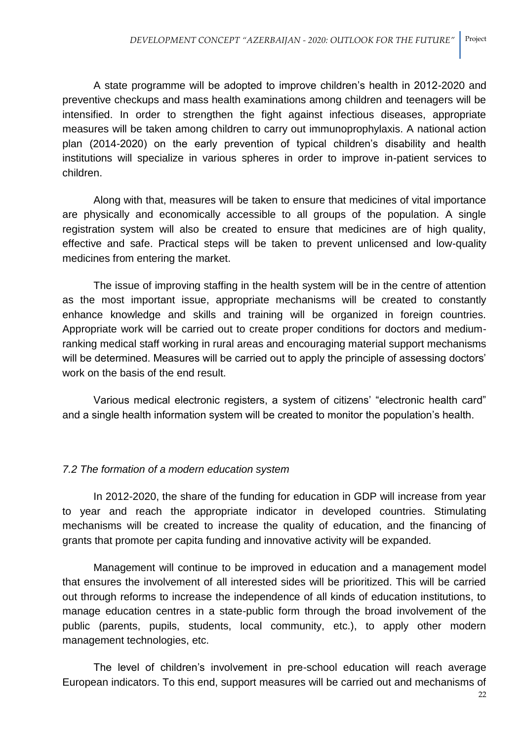A state programme will be adopted to improve children's health in 2012-2020 and preventive checkups and mass health examinations among children and teenagers will be intensified. In order to strengthen the fight against infectious diseases, appropriate measures will be taken among children to carry out immunoprophylaxis. A national action plan (2014-2020) on the early prevention of typical children's disability and health institutions will specialize in various spheres in order to improve in-patient services to children.

Along with that, measures will be taken to ensure that medicines of vital importance are physically and economically accessible to all groups of the population. A single registration system will also be created to ensure that medicines are of high quality, effective and safe. Practical steps will be taken to prevent unlicensed and low-quality medicines from entering the market.

The issue of improving staffing in the health system will be in the centre of attention as the most important issue, appropriate mechanisms will be created to constantly enhance knowledge and skills and training will be organized in foreign countries. Appropriate work will be carried out to create proper conditions for doctors and medium-ranking medical staff working in rural areas and encouraging material support mechanisms will be determined. Measures will be carried out to apply the principle of assessing doctors' work on the basis of the end result.

Various medical electronic registers, a system of citizens' "electronic health card" and a single health information system will be created to monitor the population's health.

### *7.2 The formation of a modern education system*

In 2012-2020, the share of the funding for education in GDP will increase from year to year and reach the appropriate indicator in developed countries. Stimulating mechanisms will be created to increase the quality of education, and the financing of grants that promote per capita funding and innovative activity will be expanded.

Management will continue to be improved in education and a management model that ensures the involvement of all interested sides will be prioritized. This will be carried out through reforms to increase the independence of all kinds of education institutions, to manage education centres in a state-public form through the broad involvement of the public (parents, pupils, students, local community, etc.), to apply other modern management technologies, etc.

The level of children's involvement in pre-school education will reach average European indicators. To this end, support measures will be carried out and mechanisms of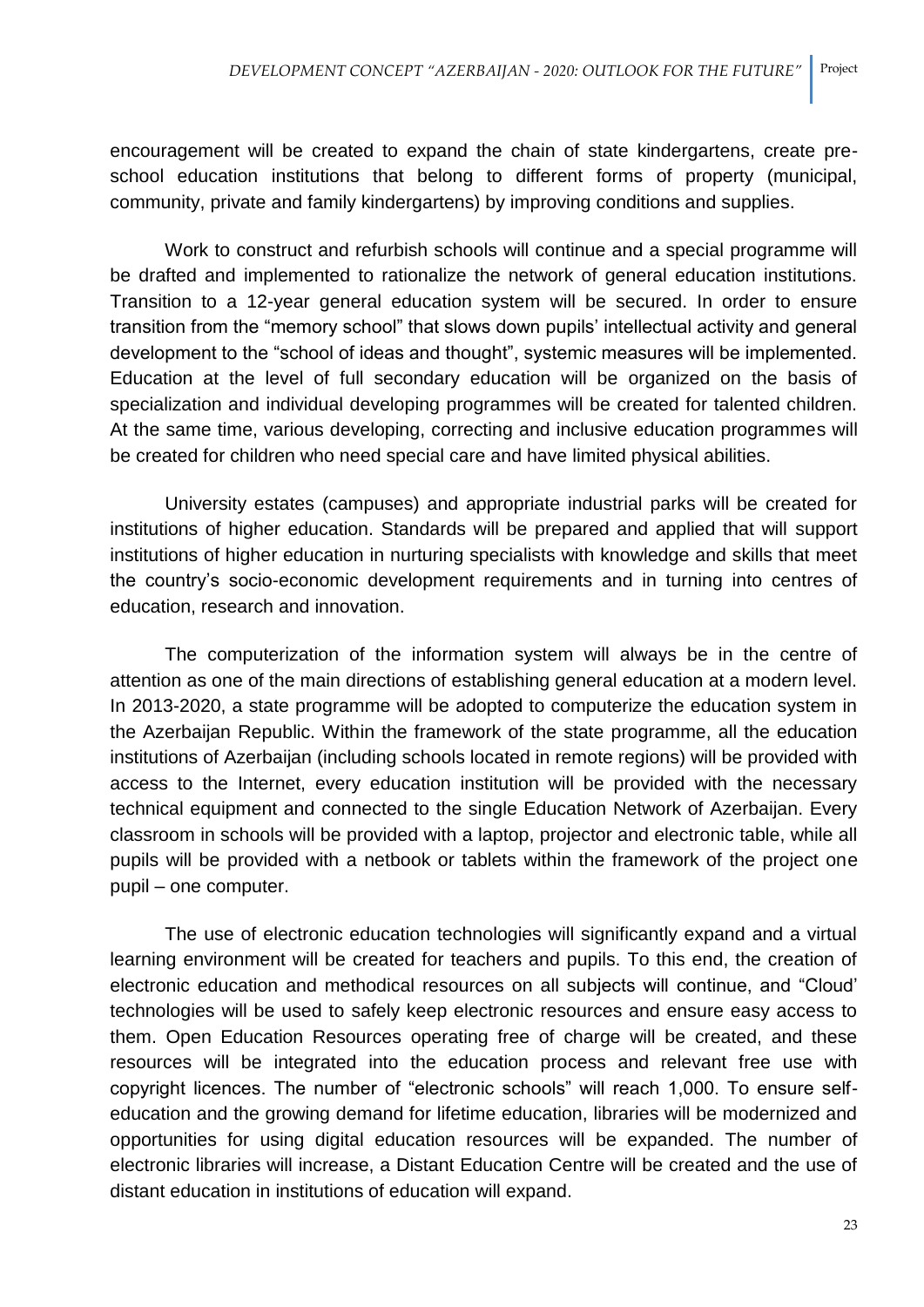encouragement will be created to expand the chain of state kindergartens, create pre-school education institutions that belong to different forms of property (municipal, community, private and family kindergartens) by improving conditions and supplies.

Work to construct and refurbish schools will continue and a special programme will be drafted and implemented to rationalize the network of general education institutions. Transition to a 12-year general education system will be secured. In order to ensure transition from the "memory school" that slows down pupils' intellectual activity and general development to the "school of ideas and thought", systemic measures will be implemented. Education at the level of full secondary education will be organized on the basis of specialization and individual developing programmes will be created for talented children. At the same time, various developing, correcting and inclusive education programmes will be created for children who need special care and have limited physical abilities.

University estates (campuses) and appropriate industrial parks will be created for institutions of higher education. Standards will be prepared and applied that will support institutions of higher education in nurturing specialists with knowledge and skills that meet the country's socio-economic development requirements and in turning into centres of education, research and innovation.

The computerization of the information system will always be in the centre of attention as one of the main directions of establishing general education at a modern level. In 2013-2020, a state programme will be adopted to computerize the education system in the Azerbaijan Republic. Within the framework of the state programme, all the education institutions of Azerbaijan (including schools located in remote regions) will be provided with access to the Internet, every education institution will be provided with the necessary technical equipment and connected to the single Education Network of Azerbaijan. Every classroom in schools will be provided with a laptop, projector and electronic table, while all pupils will be provided with a netbook or tablets within the framework of the project one pupil – one computer.

The use of electronic education technologies will significantly expand and a virtual learning environment will be created for teachers and pupils. To this end, the creation of electronic education and methodical resources on all subjects will continue, and "Cloud' technologies will be used to safely keep electronic resources and ensure easy access to them. Open Education Resources operating free of charge will be created, and these resources will be integrated into the education process and relevant free use with copyright licences. The number of "electronic schools" will reach 1,000. To ensure self-education and the growing demand for lifetime education, libraries will be modernized and opportunities for using digital education resources will be expanded. The number of electronic libraries will increase, a Distant Education Centre will be created and the use of distant education in institutions of education will expand.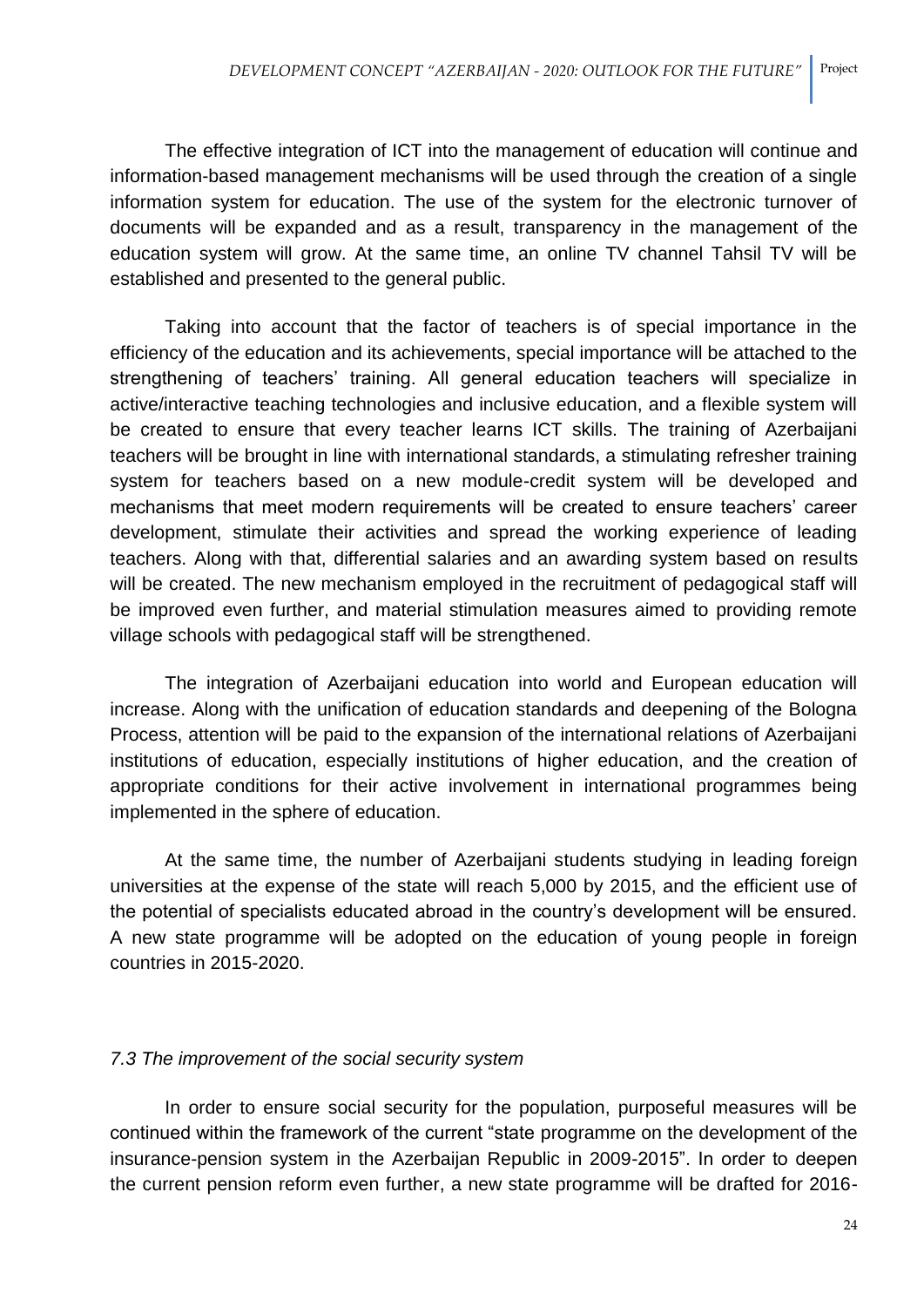The effective integration of ICT into the management of education will continue and information-based management mechanisms will be used through the creation of a single information system for education. The use of the system for the electronic turnover of documents will be expanded and as a result, transparency in the management of the education system will grow. At the same time, an online TV channel Tahsil TV will be established and presented to the general public.

Taking into account that the factor of teachers is of special importance in the efficiency of the education and its achievements, special importance will be attached to the strengthening of teachers' training. All general education teachers will specialize in active/interactive teaching technologies and inclusive education, and a flexible system will be created to ensure that every teacher learns ICT skills. The training of Azerbaijani teachers will be brought in line with international standards, a stimulating refresher training system for teachers based on a new module-credit system will be developed and mechanisms that meet modern requirements will be created to ensure teachers' career development, stimulate their activities and spread the working experience of leading teachers. Along with that, differential salaries and an awarding system based on results will be created. The new mechanism employed in the recruitment of pedagogical staff will be improved even further, and material stimulation measures aimed to providing remote village schools with pedagogical staff will be strengthened.

The integration of Azerbaijani education into world and European education will increase. Along with the unification of education standards and deepening of the Bologna Process, attention will be paid to the expansion of the international relations of Azerbaijani institutions of education, especially institutions of higher education, and the creation of appropriate conditions for their active involvement in international programmes being implemented in the sphere of education.

At the same time, the number of Azerbaijani students studying in leading foreign universities at the expense of the state will reach 5,000 by 2015, and the efficient use of the potential of specialists educated abroad in the country's development will be ensured. A new state programme will be adopted on the education of young people in foreign countries in 2015-2020.

### *7.3 The improvement of the social security system*

In order to ensure social security for the population, purposeful measures will be continued within the framework of the current "state programme on the development of the insurance-pension system in the Azerbaijan Republic in 2009-2015". In order to deepen the current pension reform even further, a new state programme will be drafted for 2016-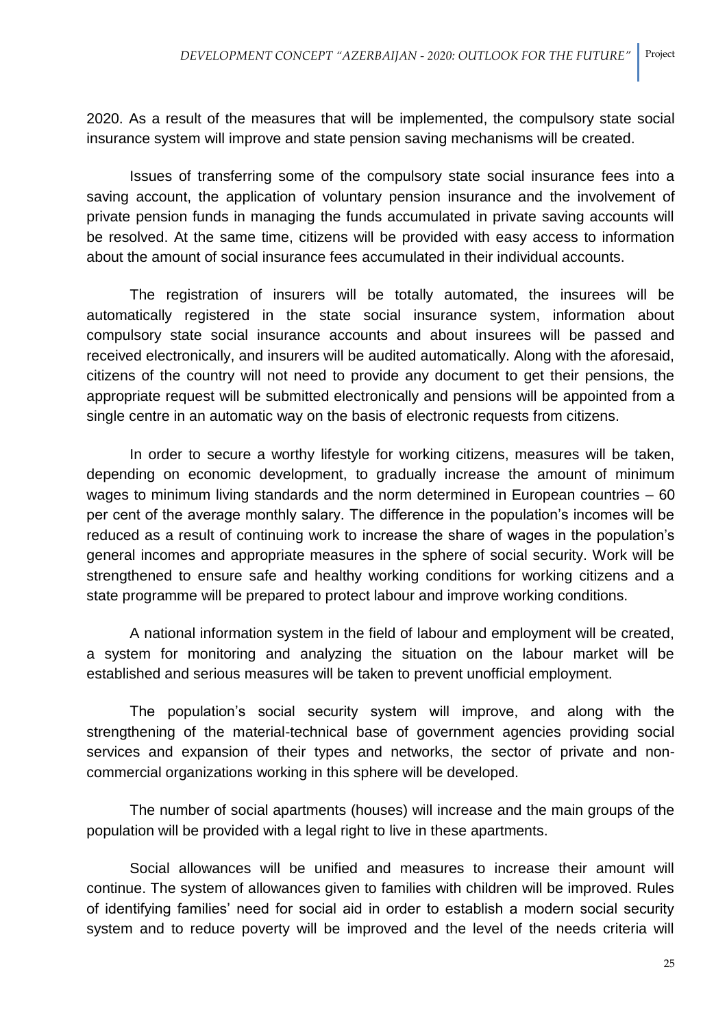2020. As a result of the measures that will be implemented, the compulsory state social insurance system will improve and state pension saving mechanisms will be created.

Issues of transferring some of the compulsory state social insurance fees into a saving account, the application of voluntary pension insurance and the involvement of private pension funds in managing the funds accumulated in private saving accounts will be resolved. At the same time, citizens will be provided with easy access to information about the amount of social insurance fees accumulated in their individual accounts.

The registration of insurers will be totally automated, the insurees will be automatically registered in the state social insurance system, information about compulsory state social insurance accounts and about insurees will be passed and received electronically, and insurers will be audited automatically. Along with the aforesaid, citizens of the country will not need to provide any document to get their pensions, the appropriate request will be submitted electronically and pensions will be appointed from a single centre in an automatic way on the basis of electronic requests from citizens.

In order to secure a worthy lifestyle for working citizens, measures will be taken, depending on economic development, to gradually increase the amount of minimum wages to minimum living standards and the norm determined in European countries – 60 per cent of the average monthly salary. The difference in the population's incomes will be reduced as a result of continuing work to increase the share of wages in the population's general incomes and appropriate measures in the sphere of social security. Work will be strengthened to ensure safe and healthy working conditions for working citizens and a state programme will be prepared to protect labour and improve working conditions.

A national information system in the field of labour and employment will be created, a system for monitoring and analyzing the situation on the labour market will be established and serious measures will be taken to prevent unofficial employment.

The population's social security system will improve, and along with the strengthening of the material-technical base of government agencies providing social services and expansion of their types and networks, the sector of private and non-commercial organizations working in this sphere will be developed.

The number of social apartments (houses) will increase and the main groups of the population will be provided with a legal right to live in these apartments.

Social allowances will be unified and measures to increase their amount will continue. The system of allowances given to families with children will be improved. Rules of identifying families' need for social aid in order to establish a modern social security system and to reduce poverty will be improved and the level of the needs criteria will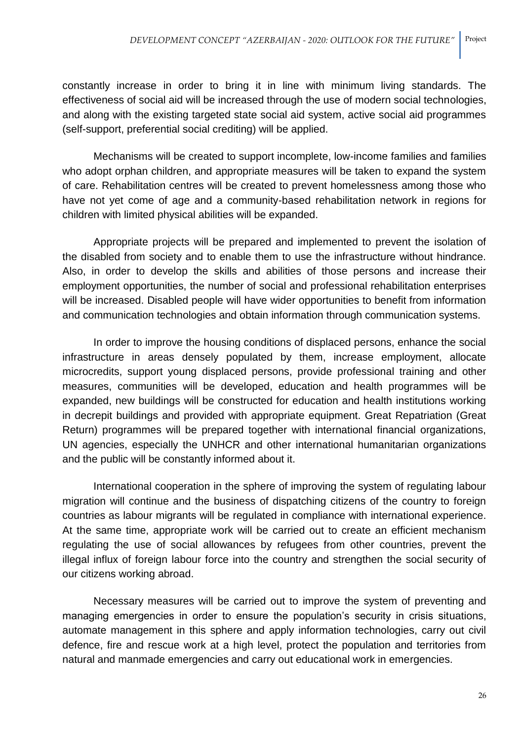constantly increase in order to bring it in line with minimum living standards. The effectiveness of social aid will be increased through the use of modern social technologies, and along with the existing targeted state social aid system, active social aid programmes (self-support, preferential social crediting) will be applied.

Mechanisms will be created to support incomplete, low-income families and families who adopt orphan children, and appropriate measures will be taken to expand the system of care. Rehabilitation centres will be created to prevent homelessness among those who have not yet come of age and a community-based rehabilitation network in regions for children with limited physical abilities will be expanded.

Appropriate projects will be prepared and implemented to prevent the isolation of the disabled from society and to enable them to use the infrastructure without hindrance. Also, in order to develop the skills and abilities of those persons and increase their employment opportunities, the number of social and professional rehabilitation enterprises will be increased. Disabled people will have wider opportunities to benefit from information and communication technologies and obtain information through communication systems.

In order to improve the housing conditions of displaced persons, enhance the social infrastructure in areas densely populated by them, increase employment, allocate microcredits, support young displaced persons, provide professional training and other measures, communities will be developed, education and health programmes will be expanded, new buildings will be constructed for education and health institutions working in decrepit buildings and provided with appropriate equipment. Great Repatriation (Great Return) programmes will be prepared together with international financial organizations, UN agencies, especially the UNHCR and other international humanitarian organizations and the public will be constantly informed about it.

International cooperation in the sphere of improving the system of regulating labour migration will continue and the business of dispatching citizens of the country to foreign countries as labour migrants will be regulated in compliance with international experience. At the same time, appropriate work will be carried out to create an efficient mechanism regulating the use of social allowances by refugees from other countries, prevent the illegal influx of foreign labour force into the country and strengthen the social security of our citizens working abroad.

Necessary measures will be carried out to improve the system of preventing and managing emergencies in order to ensure the population's security in crisis situations, automate management in this sphere and apply information technologies, carry out civil defence, fire and rescue work at a high level, protect the population and territories from natural and manmade emergencies and carry out educational work in emergencies.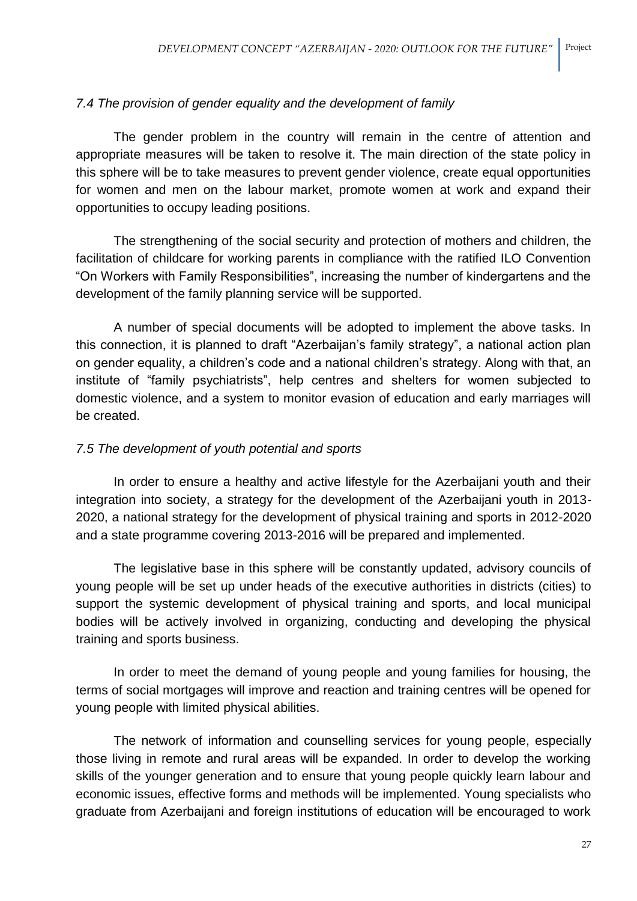### *7.4 The provision of gender equality and the development of family*

The gender problem in the country will remain in the centre of attention and appropriate measures will be taken to resolve it. The main direction of the state policy in this sphere will be to take measures to prevent gender violence, create equal opportunities for women and men on the labour market, promote women at work and expand their opportunities to occupy leading positions.

The strengthening of the social security and protection of mothers and children, the facilitation of childcare for working parents in compliance with the ratified ILO Convention "On Workers with Family Responsibilities", increasing the number of kindergartens and the development of the family planning service will be supported.

A number of special documents will be adopted to implement the above tasks. In this connection, it is planned to draft "Azerbaijan's family strategy", a national action plan on gender equality, a children's code and a national children's strategy. Along with that, an institute of "family psychiatrists", help centres and shelters for women subjected to domestic violence, and a system to monitor evasion of education and early marriages will be created.

### *7.5 The development of youth potential and sports*

In order to ensure a healthy and active lifestyle for the Azerbaijani youth and their integration into society, a strategy for the development of the Azerbaijani youth in 2013-2020, a national strategy for the development of physical training and sports in 2012-2020 and a state programme covering 2013-2016 will be prepared and implemented.

The legislative base in this sphere will be constantly updated, advisory councils of young people will be set up under heads of the executive authorities in districts (cities) to support the systemic development of physical training and sports, and local municipal bodies will be actively involved in organizing, conducting and developing the physical training and sports business.

In order to meet the demand of young people and young families for housing, the terms of social mortgages will improve and reaction and training centres will be opened for young people with limited physical abilities.

The network of information and counselling services for young people, especially those living in remote and rural areas will be expanded. In order to develop the working skills of the younger generation and to ensure that young people quickly learn labour and economic issues, effective forms and methods will be implemented. Young specialists who graduate from Azerbaijani and foreign institutions of education will be encouraged to work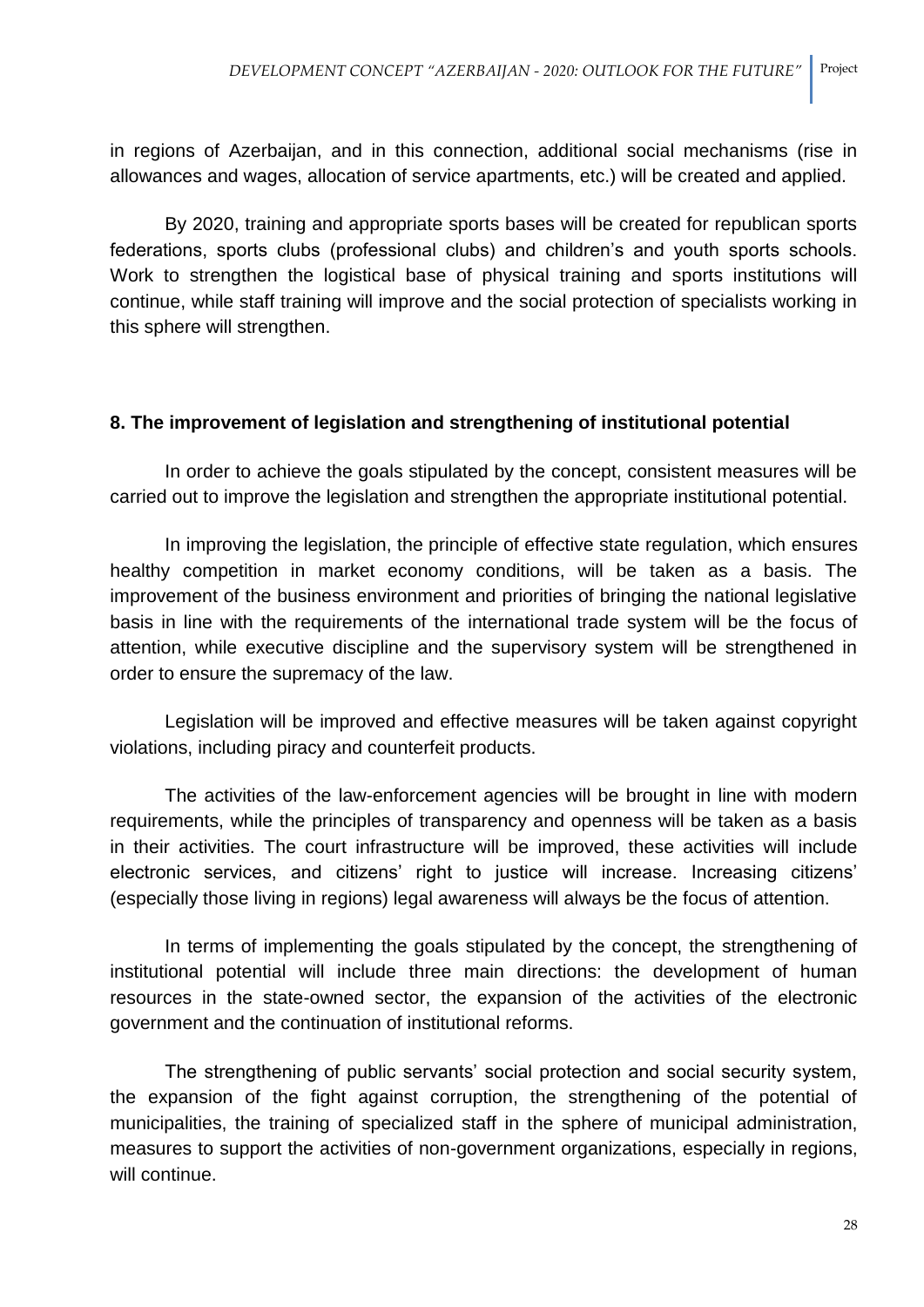in regions of Azerbaijan, and in this connection, additional social mechanisms (rise in allowances and wages, allocation of service apartments, etc.) will be created and applied.

By 2020, training and appropriate sports bases will be created for republican sports federations, sports clubs (professional clubs) and children's and youth sports schools. Work to strengthen the logistical base of physical training and sports institutions will continue, while staff training will improve and the social protection of specialists working in this sphere will strengthen.

## 8. The improvement of legislation and strengthening of institutional potential

In order to achieve the goals stipulated by the concept, consistent measures will be carried out to improve the legislation and strengthen the appropriate institutional potential.

In improving the legislation, the principle of effective state regulation, which ensures healthy competition in market economy conditions, will be taken as a basis. The improvement of the business environment and priorities of bringing the national legislative basis in line with the requirements of the international trade system will be the focus of attention, while executive discipline and the supervisory system will be strengthened in order to ensure the supremacy of the law.

Legislation will be improved and effective measures will be taken against copyright violations, including piracy and counterfeit products.

The activities of the law-enforcement agencies will be brought in line with modern requirements, while the principles of transparency and openness will be taken as a basis in their activities. The court infrastructure will be improved, these activities will include electronic services, and citizens' right to justice will increase. Increasing citizens' (especially those living in regions) legal awareness will always be the focus of attention.

In terms of implementing the goals stipulated by the concept, the strengthening of institutional potential will include three main directions: the development of human resources in the state-owned sector, the expansion of the activities of the electronic government and the continuation of institutional reforms.

The strengthening of public servants' social protection and social security system, the expansion of the fight against corruption, the strengthening of the potential of municipalities, the training of specialized staff in the sphere of municipal administration, measures to support the activities of non-government organizations, especially in regions, will continue.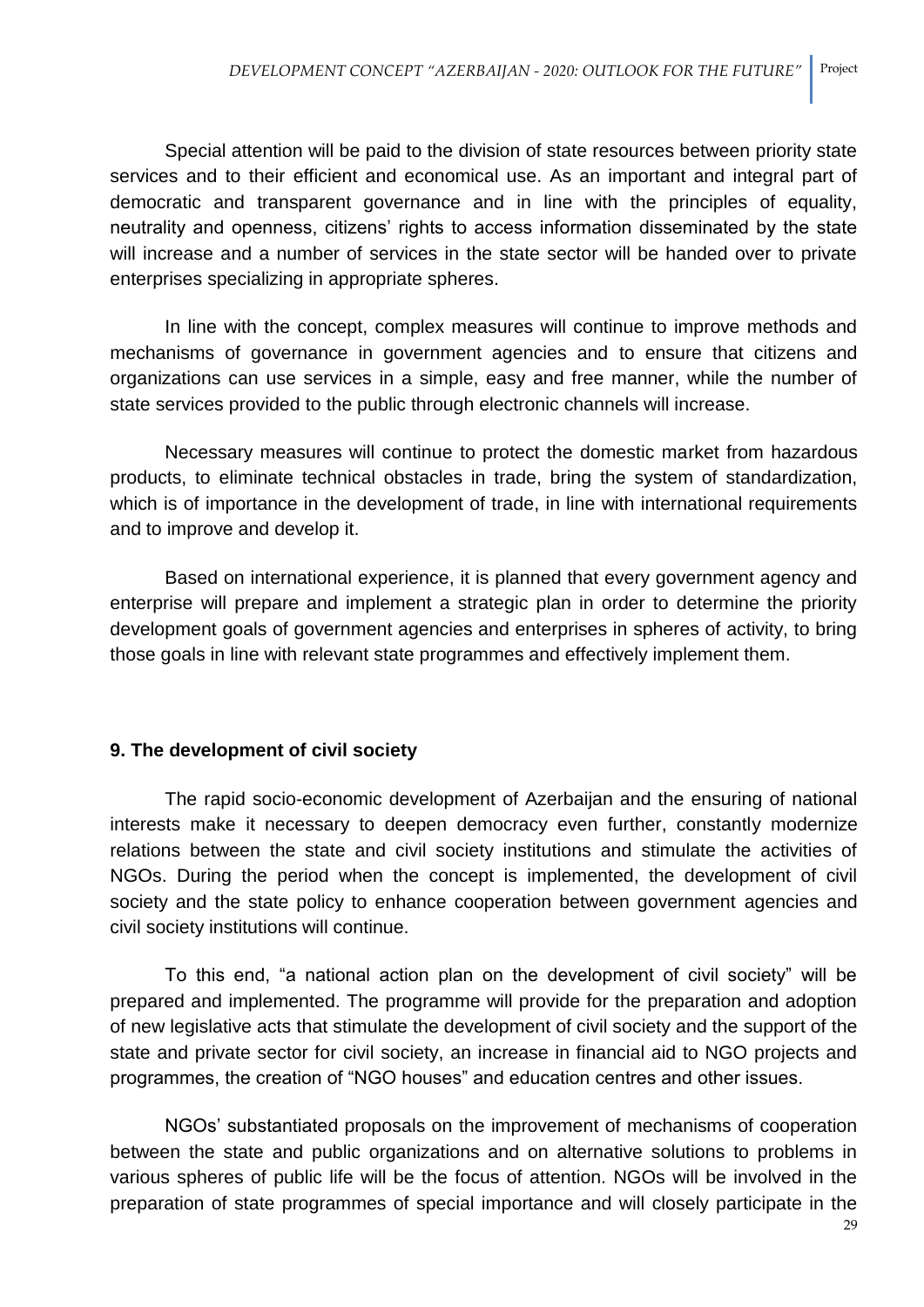Special attention will be paid to the division of state resources between priority state services and to their efficient and economical use. As an important and integral part of democratic and transparent governance and in line with the principles of equality, neutrality and openness, citizens' rights to access information disseminated by the state will increase and a number of services in the state sector will be handed over to private enterprises specializing in appropriate spheres.

In line with the concept, complex measures will continue to improve methods and mechanisms of governance in government agencies and to ensure that citizens and organizations can use services in a simple, easy and free manner, while the number of state services provided to the public through electronic channels will increase.

Necessary measures will continue to protect the domestic market from hazardous products, to eliminate technical obstacles in trade, bring the system of standardization, which is of importance in the development of trade, in line with international requirements and to improve and develop it.

Based on international experience, it is planned that every government agency and enterprise will prepare and implement a strategic plan in order to determine the priority development goals of government agencies and enterprises in spheres of activity, to bring those goals in line with relevant state programmes and effectively implement them.

## 9. The development of civil society

The rapid socio-economic development of Azerbaijan and the ensuring of national interests make it necessary to deepen democracy even further, constantly modernize relations between the state and civil society institutions and stimulate the activities of NGOs. During the period when the concept is implemented, the development of civil society and the state policy to enhance cooperation between government agencies and civil society institutions will continue.

To this end, "a national action plan on the development of civil society" will be prepared and implemented. The programme will provide for the preparation and adoption of new legislative acts that stimulate the development of civil society and the support of the state and private sector for civil society, an increase in financial aid to NGO projects and programmes, the creation of "NGO houses" and education centres and other issues.

NGOs' substantiated proposals on the improvement of mechanisms of cooperation between the state and public organizations and on alternative solutions to problems in various spheres of public life will be the focus of attention. NGOs will be involved in the preparation of state programmes of special importance and will closely participate in the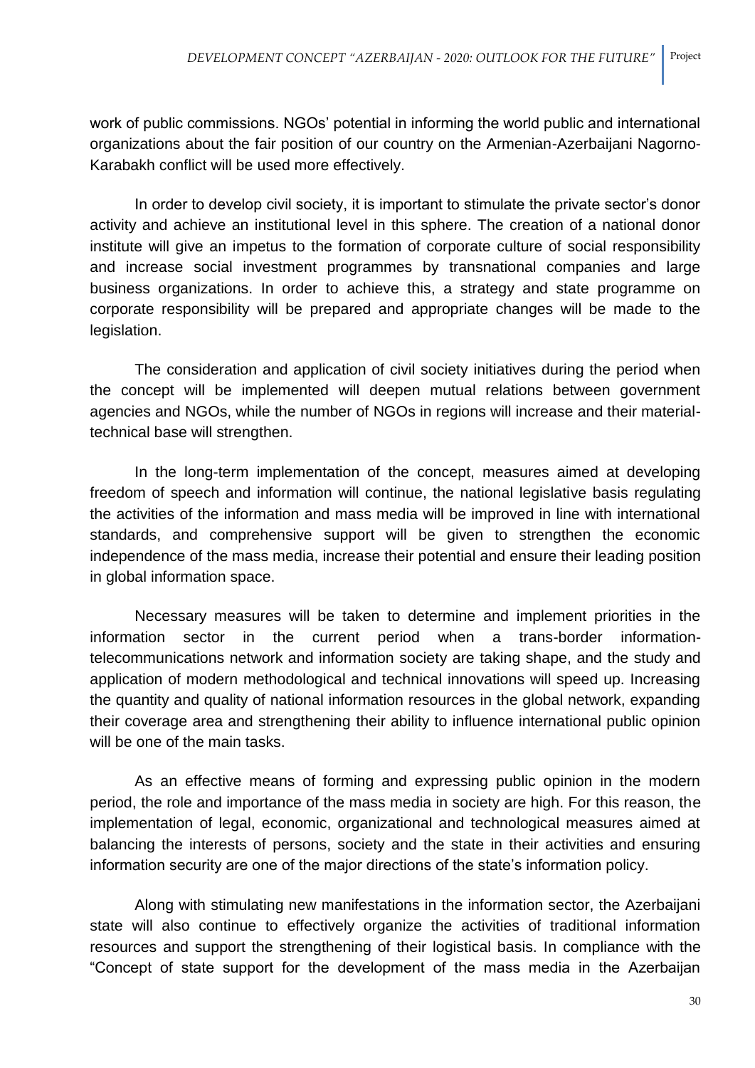work of public commissions. NGOs' potential in informing the world public and international organizations about the fair position of our country on the Armenian-Azerbaijani Nagorno-Karabakh conflict will be used more effectively.

In order to develop civil society, it is important to stimulate the private sector's donor activity and achieve an institutional level in this sphere. The creation of a national donor institute will give an impetus to the formation of corporate culture of social responsibility and increase social investment programmes by transnational companies and large business organizations. In order to achieve this, a strategy and state programme on corporate responsibility will be prepared and appropriate changes will be made to the legislation.

The consideration and application of civil society initiatives during the period when the concept will be implemented will deepen mutual relations between government agencies and NGOs, while the number of NGOs in regions will increase and their material-technical base will strengthen.

In the long-term implementation of the concept, measures aimed at developing freedom of speech and information will continue, the national legislative basis regulating the activities of the information and mass media will be improved in line with international standards, and comprehensive support will be given to strengthen the economic independence of the mass media, increase their potential and ensure their leading position in global information space.

Necessary measures will be taken to determine and implement priorities in the information sector in the current period when a trans-border information-telecommunications network and information society are taking shape, and the study and application of modern methodological and technical innovations will speed up. Increasing the quantity and quality of national information resources in the global network, expanding their coverage area and strengthening their ability to influence international public opinion will be one of the main tasks.

As an effective means of forming and expressing public opinion in the modern period, the role and importance of the mass media in society are high. For this reason, the implementation of legal, economic, organizational and technological measures aimed at balancing the interests of persons, society and the state in their activities and ensuring information security are one of the major directions of the state's information policy.

Along with stimulating new manifestations in the information sector, the Azerbaijani state will also continue to effectively organize the activities of traditional information resources and support the strengthening of their logistical basis. In compliance with the "Concept of state support for the development of the mass media in the Azerbaijan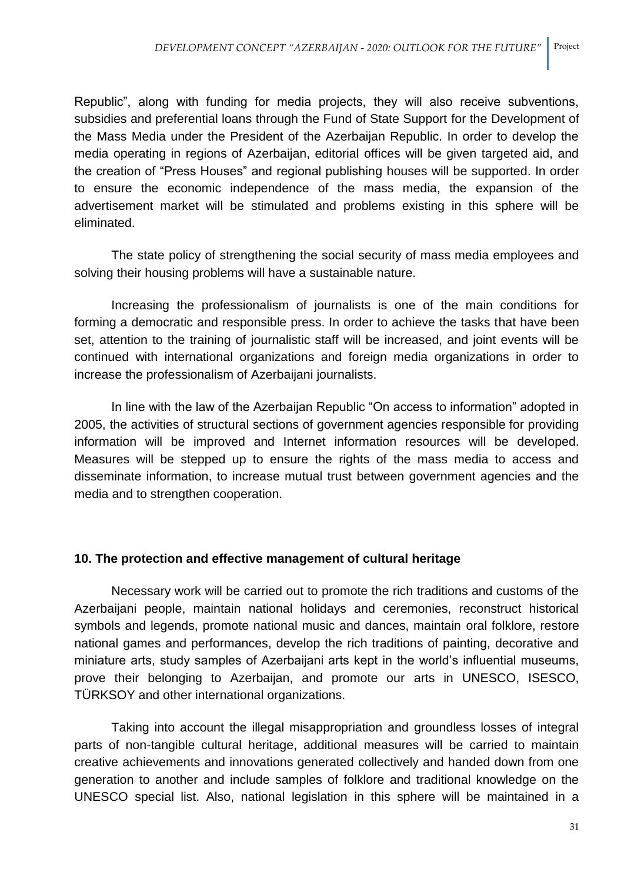Republic", along with funding for media projects, they will also receive subventions, subsidies and preferential loans through the Fund of State Support for the Development of the Mass Media under the President of the Azerbaijan Republic. In order to develop the media operating in regions of Azerbaijan, editorial offices will be given targeted aid, and the creation of "Press Houses" and regional publishing houses will be supported. In order to ensure the economic independence of the mass media, the expansion of the advertisement market will be stimulated and problems existing in this sphere will be eliminated.

The state policy of strengthening the social security of mass media employees and solving their housing problems will have a sustainable nature.

Increasing the professionalism of journalists is one of the main conditions for forming a democratic and responsible press. In order to achieve the tasks that have been set, attention to the training of journalistic staff will be increased, and joint events will be continued with international organizations and foreign media organizations in order to increase the professionalism of Azerbaijani journalists.

In line with the law of the Azerbaijan Republic "On access to information" adopted in 2005, the activities of structural sections of government agencies responsible for providing information will be improved and Internet information resources will be developed. Measures will be stepped up to ensure the rights of the mass media to access and disseminate information, to increase mutual trust between government agencies and the media and to strengthen cooperation.

### 10. The protection and effective management of cultural heritage

Necessary work will be carried out to promote the rich traditions and customs of the Azerbaijani people, maintain national holidays and ceremonies, reconstruct historical symbols and legends, promote national music and dances, maintain oral folklore, restore national games and performances, develop the rich traditions of painting, decorative and miniature arts, study samples of Azerbaijani arts kept in the world's influential museums, prove their belonging to Azerbaijan, and promote our arts in UNESCO, ISESCO, TÜRKSOY and other international organizations.

Taking into account the illegal misappropriation and groundless losses of integral parts of non-tangible cultural heritage, additional measures will be carried to maintain creative achievements and innovations generated collectively and handed down from one generation to another and include samples of folklore and traditional knowledge on the UNESCO special list. Also, national legislation in this sphere will be maintained in a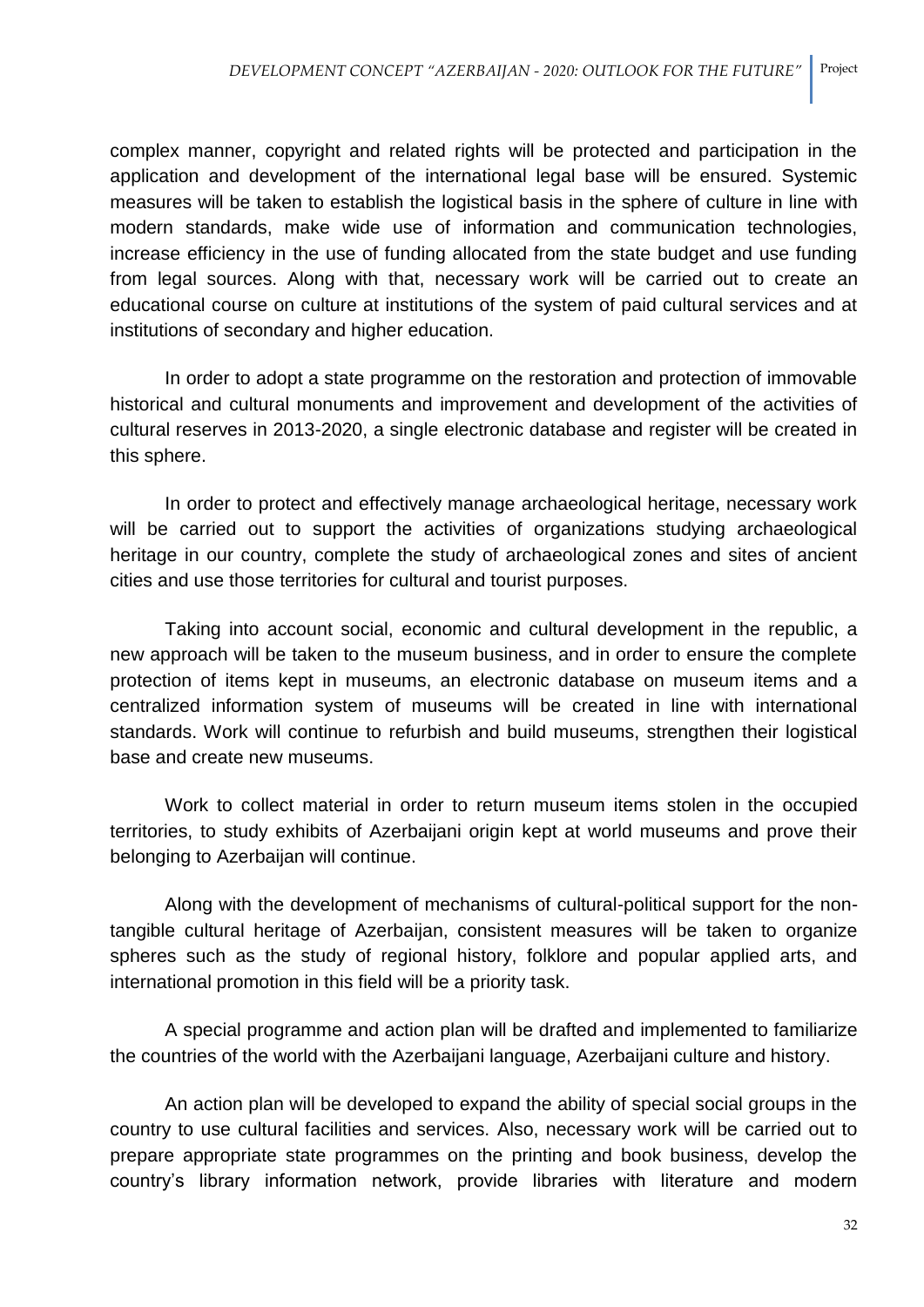complex manner, copyright and related rights will be protected and participation in the application and development of the international legal base will be ensured. Systemic measures will be taken to establish the logistical basis in the sphere of culture in line with modern standards, make wide use of information and communication technologies, increase efficiency in the use of funding allocated from the state budget and use funding from legal sources. Along with that, necessary work will be carried out to create an educational course on culture at institutions of the system of paid cultural services and at institutions of secondary and higher education.

In order to adopt a state programme on the restoration and protection of immovable historical and cultural monuments and improvement and development of the activities of cultural reserves in 2013-2020, a single electronic database and register will be created in this sphere.

In order to protect and effectively manage archaeological heritage, necessary work will be carried out to support the activities of organizations studying archaeological heritage in our country, complete the study of archaeological zones and sites of ancient cities and use those territories for cultural and tourist purposes.

Taking into account social, economic and cultural development in the republic, a new approach will be taken to the museum business, and in order to ensure the complete protection of items kept in museums, an electronic database on museum items and a centralized information system of museums will be created in line with international standards. Work will continue to refurbish and build museums, strengthen their logistical base and create new museums.

Work to collect material in order to return museum items stolen in the occupied territories, to study exhibits of Azerbaijani origin kept at world museums and prove their belonging to Azerbaijan will continue.

Along with the development of mechanisms of cultural-political support for the non-tangible cultural heritage of Azerbaijan, consistent measures will be taken to organize spheres such as the study of regional history, folklore and popular applied arts, and international promotion in this field will be a priority task.

A special programme and action plan will be drafted and implemented to familiarize the countries of the world with the Azerbaijani language, Azerbaijani culture and history.

An action plan will be developed to expand the ability of special social groups in the country to use cultural facilities and services. Also, necessary work will be carried out to prepare appropriate state programmes on the printing and book business, develop the country's library information network, provide libraries with literature and modern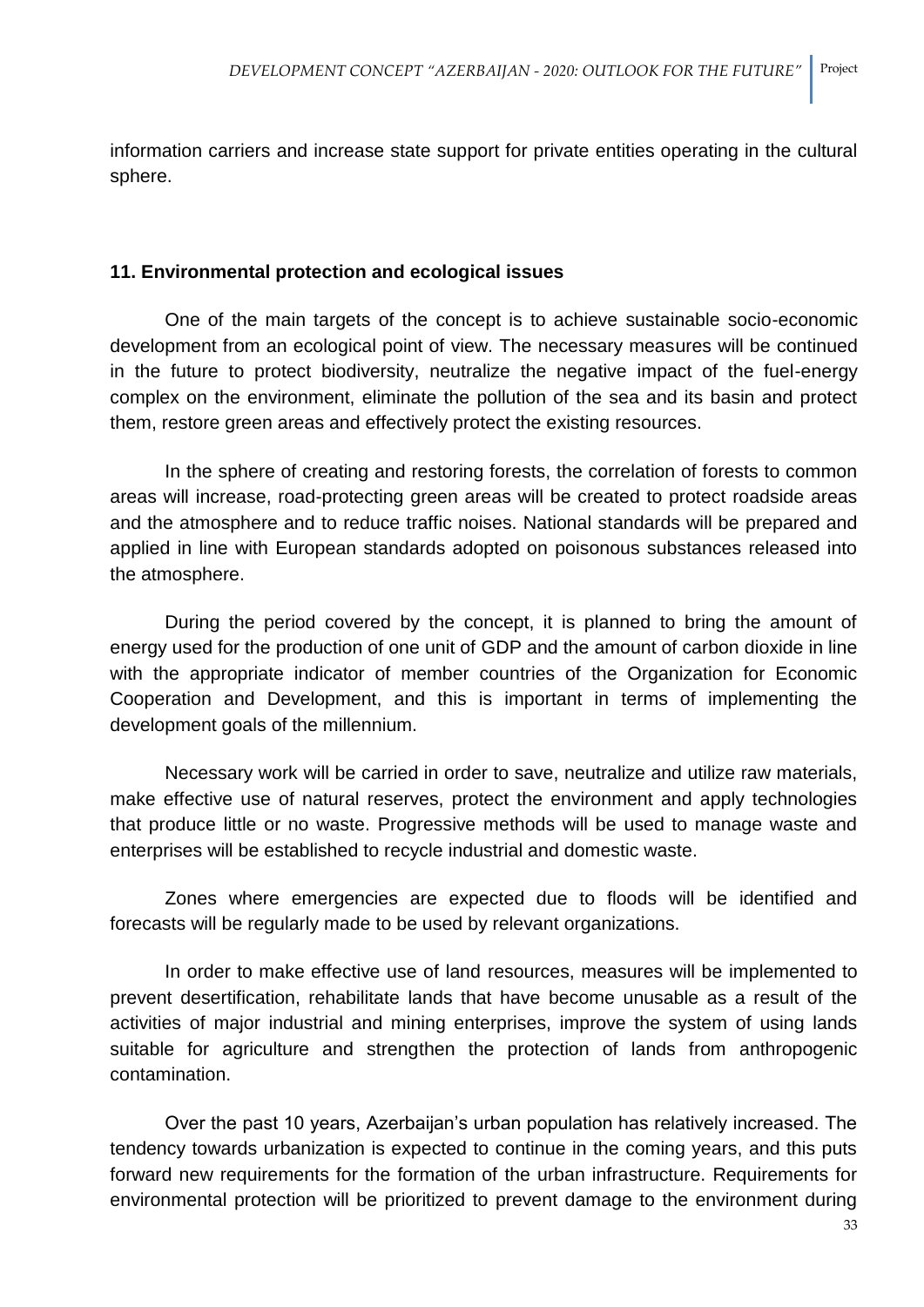information carriers and increase state support for private entities operating in the cultural sphere.

## 11. Environmental protection and ecological issues

One of the main targets of the concept is to achieve sustainable socio-economic development from an ecological point of view. The necessary measures will be continued in the future to protect biodiversity, neutralize the negative impact of the fuel-energy complex on the environment, eliminate the pollution of the sea and its basin and protect them, restore green areas and effectively protect the existing resources.

In the sphere of creating and restoring forests, the correlation of forests to common areas will increase, road-protecting green areas will be created to protect roadside areas and the atmosphere and to reduce traffic noises. National standards will be prepared and applied in line with European standards adopted on poisonous substances released into the atmosphere.

During the period covered by the concept, it is planned to bring the amount of energy used for the production of one unit of GDP and the amount of carbon dioxide in line with the appropriate indicator of member countries of the Organization for Economic Cooperation and Development, and this is important in terms of implementing the development goals of the millennium.

Necessary work will be carried in order to save, neutralize and utilize raw materials, make effective use of natural reserves, protect the environment and apply technologies that produce little or no waste. Progressive methods will be used to manage waste and enterprises will be established to recycle industrial and domestic waste.

Zones where emergencies are expected due to floods will be identified and forecasts will be regularly made to be used by relevant organizations.

In order to make effective use of land resources, measures will be implemented to prevent desertification, rehabilitate lands that have become unusable as a result of the activities of major industrial and mining enterprises, improve the system of using lands suitable for agriculture and strengthen the protection of lands from anthropogenic contamination.

Over the past 10 years, Azerbaijan's urban population has relatively increased. The tendency towards urbanization is expected to continue in the coming years, and this puts forward new requirements for the formation of the urban infrastructure. Requirements for environmental protection will be prioritized to prevent damage to the environment during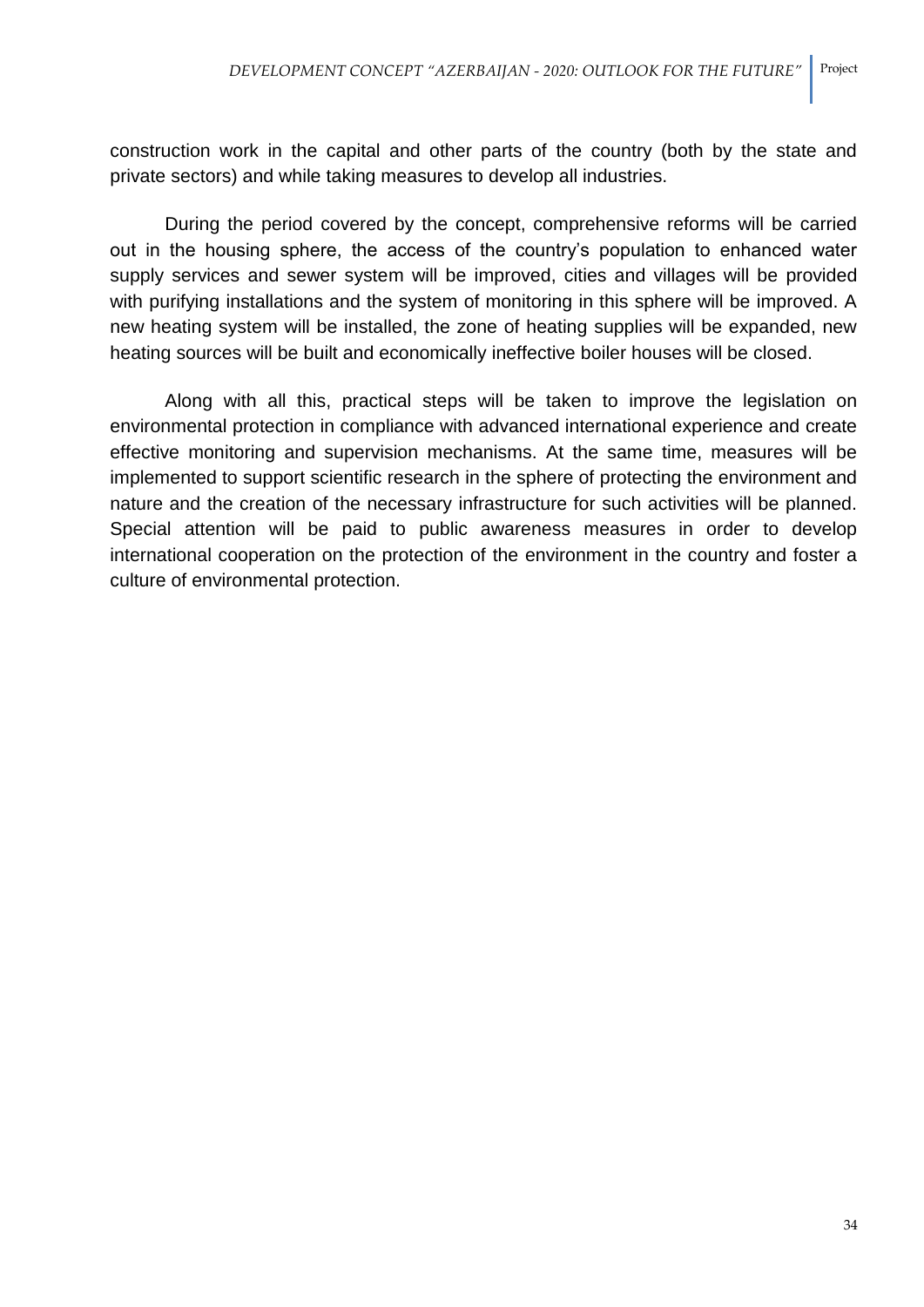construction work in the capital and other parts of the country (both by the state and private sectors) and while taking measures to develop all industries.

During the period covered by the concept, comprehensive reforms will be carried out in the housing sphere, the access of the country's population to enhanced water supply services and sewer system will be improved, cities and villages will be provided with purifying installations and the system of monitoring in this sphere will be improved. A new heating system will be installed, the zone of heating supplies will be expanded, new heating sources will be built and economically ineffective boiler houses will be closed.

Along with all this, practical steps will be taken to improve the legislation on environmental protection in compliance with advanced international experience and create effective monitoring and supervision mechanisms. At the same time, measures will be implemented to support scientific research in the sphere of protecting the environment and nature and the creation of the necessary infrastructure for such activities will be planned. Special attention will be paid to public awareness measures in order to develop international cooperation on the protection of the environment in the country and foster a culture of environmental protection.